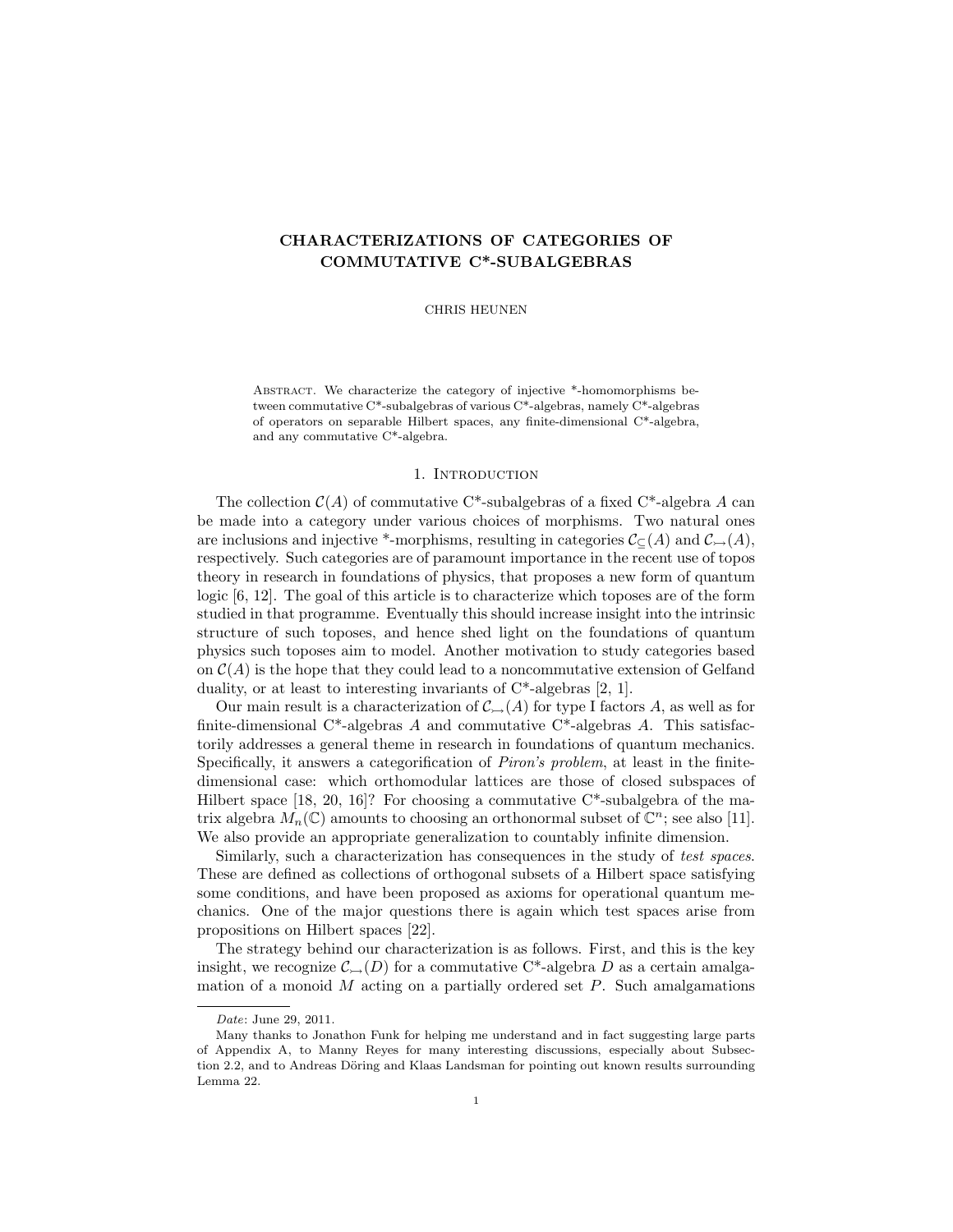# CHARACTERIZATIONS OF CATEGORIES OF COMMUTATIVE C*-SUBALGEBRAS

CHRIS HEUNEN

Abstract. We characterize the category of injective *-homomorphisms between commutative C*-subalgebras of various C*-algebras, namely C*-algebras of operators on separable Hilbert spaces, any finite-dimensional C*-algebra, and any commutative C*-algebra.

## 1. Introduction

The collection $\mathcal{C}(A)$ of commutative C*-subalgebras of a fixed C*-algebra $A$ can be made into a category under various choices of morphisms. Two natural ones are inclusions and injective *-morphisms, resulting in categories $\mathcal{C}_{\subseteq}(A)$ and $\mathcal{C}_{\rightarrowtail}(A)$, respectively. Such categories are of paramount importance in the recent use of topos theory in research in foundations of physics, that proposes a new form of quantum logic [6, 12]. The goal of this article is to characterize which toposes are of the form studied in that programme. Eventually this should increase insight into the intrinsic structure of such toposes, and hence shed light on the foundations of quantum physics such toposes aim to model. Another motivation to study categories based on $\mathcal{C}(A)$ is the hope that they could lead to a noncommutative extension of Gelfand duality, or at least to interesting invariants of C*-algebras [2, 1].

Our main result is a characterization of $\mathcal{C}_{\rightarrowtail}(A)$ for type I factors $A$, as well as for finite-dimensional C*-algebras $A$ and commutative C*-algebras $A$. This satisfactorily addresses a general theme in research in foundations of quantum mechanics. Specifically, it answers a categorification of *Piron's problem*, at least in the finite-dimensional case: which orthomodular lattices are those of closed subspaces of Hilbert space [18, 20, 16]? For choosing a commutative C*-subalgebra of the matrix algebra $M_n(\mathbb{C})$ amounts to choosing an orthonormal subset of $\mathbb{C}^n$; see also [11]. We also provide an appropriate generalization to countably infinite dimension.

Similarly, such a characterization has consequences in the study of *test spaces*. These are defined as collections of orthogonal subsets of a Hilbert space satisfying some conditions, and have been proposed as axioms for operational quantum mechanics. One of the major questions there is again which test spaces arise from propositions on Hilbert spaces [22].

The strategy behind our characterization is as follows. First, and this is the key insight, we recognize $\mathcal{C}_{\rightarrowtail}(D)$ for a commutative C*-algebra $D$ as a certain amalgamation of a monoid $M$ acting on a partially ordered set $P$. Such amalgamations

---

*Date*: June 29, 2011.

Many thanks to Jonathon Funk for helping me understand and in fact suggesting large parts of Appendix A, to Manny Reyes for many interesting discussions, especially about Subsection 2.2, and to Andreas Döring and Klaas Landsman for pointing out known results surrounding Lemma 22.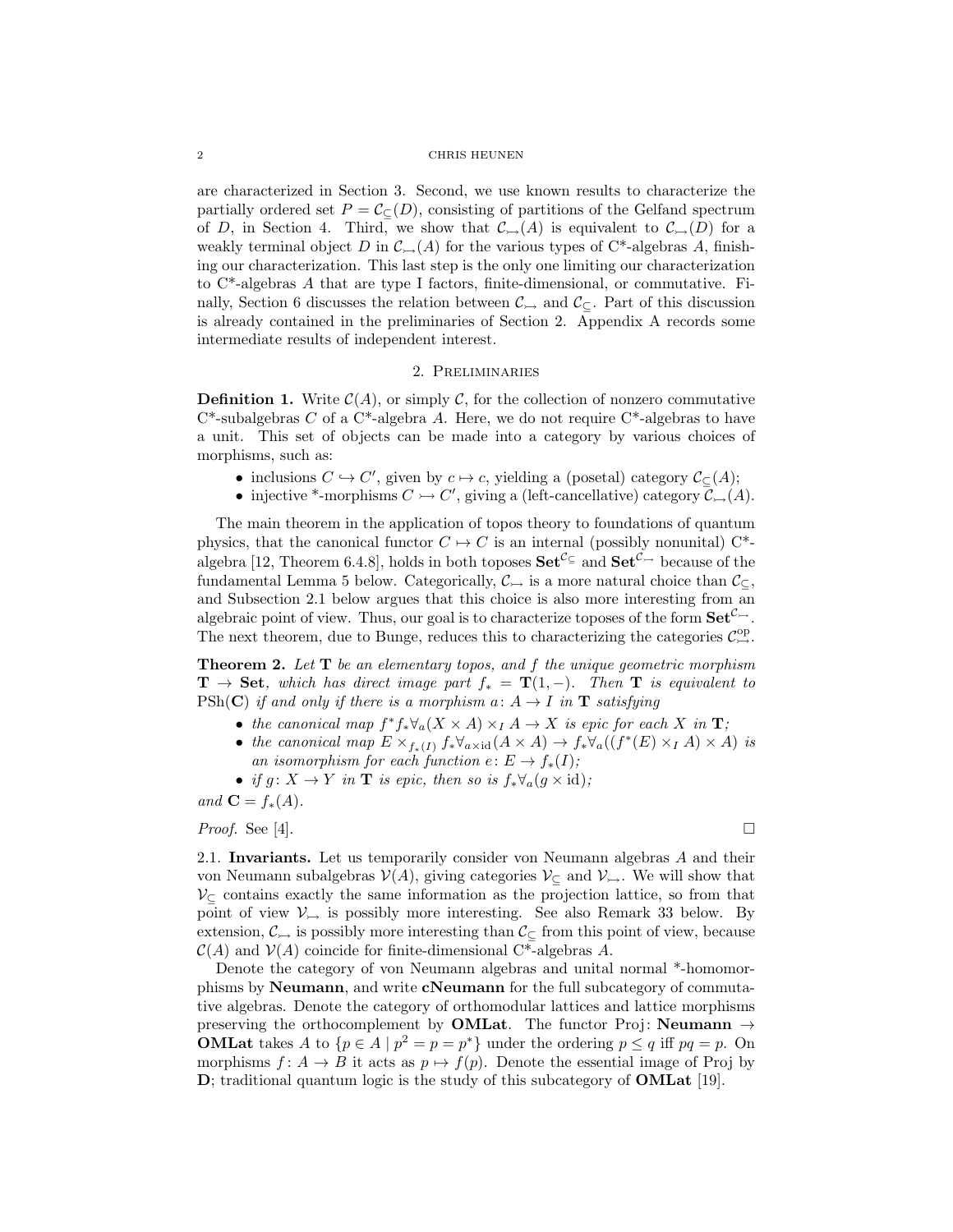are characterized in Section 3. Second, we use known results to characterize the partially ordered set $P = \mathcal{C}_{\subseteq}(D)$, consisting of partitions of the Gelfand spectrum of $D$, in Section 4. Third, we show that $\mathcal{C}_{\rightarrowtail}(A)$ is equivalent to $\mathcal{C}_{\rightarrowtail}(D)$ for a weakly terminal object $D$ in $\mathcal{C}_{\rightarrowtail}(A)$ for the various types of C*-algebras $A$, finishing our characterization. This last step is the only one limiting our characterization to C*-algebras $A$ that are type I factors, finite-dimensional, or commutative. Finally, Section 6 discusses the relation between $\mathcal{C}_{\rightarrowtail}$ and $\mathcal{C}_{\subseteq}$. Part of this discussion is already contained in the preliminaries of Section 2. Appendix A records some intermediate results of independent interest.

## 2. Preliminaries

**Definition 1.** Write $\mathcal{C}(A)$, or simply $\mathcal{C}$, for the collection of nonzero commutative C*-subalgebras $C$ of a C*-algebra $A$. Here, we do not require C*-algebras to have a unit. This set of objects can be made into a category by various choices of morphisms, such as:

- inclusions $C \hookrightarrow C'$, given by $c \mapsto c$, yielding a (posetal) category $\mathcal{C}_{\subseteq}(A)$;
- injective *-morphisms $C \rightarrowtail C'$, giving a (left-cancellative) category $\mathcal{C}_{\rightarrowtail}(A)$.

The main theorem in the application of topos theory to foundations of quantum physics, that the canonical functor $C \mapsto C$ is an internal (possibly nonunital) C*-algebra [12, Theorem 6.4.8], holds in both toposes $\mathbf{Set}^{\mathcal{C}_{\subseteq}}$ and $\mathbf{Set}^{\mathcal{C}_{\rightarrowtail}}$ because of the fundamental Lemma 5 below. Categorically, $\mathcal{C}_{\rightarrowtail}$ is a more natural choice than $\mathcal{C}_{\subseteq}$, and Subsection 2.1 below argues that this choice is also more interesting from an algebraic point of view. Thus, our goal is to characterize toposes of the form $\mathbf{Set}^{\mathcal{C}_{\rightarrowtail}}$. The next theorem, due to Bunge, reduces this to characterizing the categories $\mathcal{C}_{\rightarrowtail}^{\text{op}}$.

**Theorem 2.** *Let $\mathbf{T}$ be an elementary topos, and $f$ the unique geometric morphism $\mathbf{T} \to \mathbf{Set}$, which has direct image part $f_* = \mathbf{T}(1, -)$. Then $\mathbf{T}$ is equivalent to $\text{PSh}(\mathbf{C})$ if and only if there is a morphism $a \colon A \to I$ in $\mathbf{T}$ satisfying*

- *the canonical map $f^* f_* \forall_a (X \times A) \times_I A \to X$ is epic for each $X$ in $\mathbf{T}$;*
- *the canonical map $E \times_{f_*(I)} f_* \forall_{a \times \text{id}} (A \times A) \to f_* \forall_a ((f^*(E) \times_I A) \times A)$ is an isomorphism for each function $e \colon E \to f_*(I)$;*
- *if $g \colon X \to Y$ in $\mathbf{T}$ is epic, then so is $f_* \forall_a (g \times \text{id})$;*

*and $\mathbf{C} = f_*(A)$.*

*Proof.* See [4]. □

### 2.1. Invariants.

Let us temporarily consider von Neumann algebras $A$ and their von Neumann subalgebras $\mathcal{V}(A)$, giving categories $\mathcal{V}_{\subseteq}$ and $\mathcal{V}_{\rightarrowtail}$. We will show that $\mathcal{V}_{\subseteq}$ contains exactly the same information as the projection lattice, so from that point of view $\mathcal{V}_{\rightarrowtail}$ is possibly more interesting. See also Remark 33 below. By extension, $\mathcal{C}_{\rightarrowtail}$ is possibly more interesting than $\mathcal{C}_{\subseteq}$ from this point of view, because $\mathcal{C}(A)$ and $\mathcal{V}(A)$ coincide for finite-dimensional C*-algebras $A$.

Denote the category of von Neumann algebras and unital normal *-homomorphisms by **Neumann**, and write **cNeumann** for the full subcategory of commutative algebras. Denote the category of orthomodular lattices and lattice morphisms preserving the orthocomplement by **OMLat**. The functor $\text{Proj} \colon \mathbf{Neumann} \to \mathbf{OMLat}$ takes $A$ to $\{p \in A \mid p^2 = p = p^*\}$ under the ordering $p \leq q$ iff $pq = p$. On morphisms $f \colon A \to B$ it acts as $p \mapsto f(p)$. Denote the essential image of Proj by $\mathbf{D}$; traditional quantum logic is the study of this subcategory of **OMLat** [19].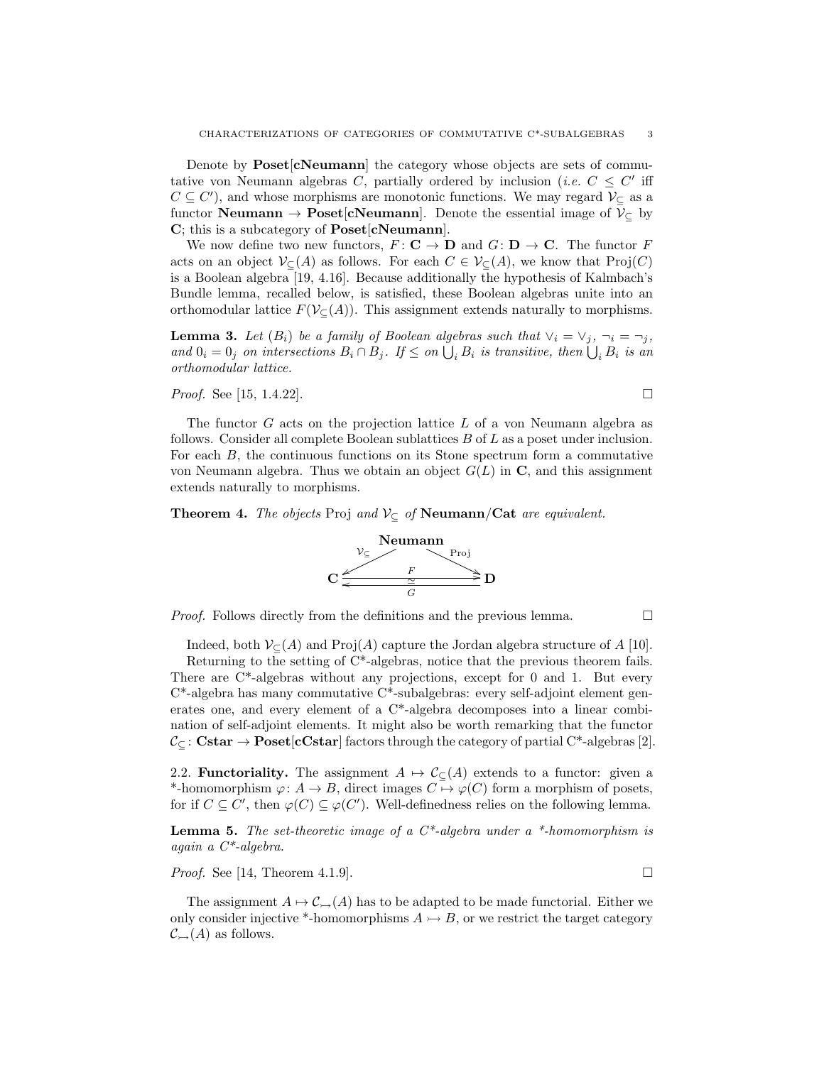Denote by **Poset[cNeumann]** the category whose objects are sets of commutative von Neumann algebras $C$, partially ordered by inclusion (*i.e.* $C \leq C'$ iff $C \subseteq C'$), and whose morphisms are monotonic functions. We may regard $\mathcal{V}_\subseteq$ as a functor **Neumann** $\to$ **Poset[cNeumann]**. Denote the essential image of $\mathcal{V}_\subseteq$ by **C**; this is a subcategory of **Poset[cNeumann]**.

We now define two new functors, $F\colon \mathbf{C} \to \mathbf{D}$ and $G\colon \mathbf{D} \to \mathbf{C}$. The functor $F$ acts on an object $\mathcal{V}_\subseteq(A)$ as follows. For each $C \in \mathcal{V}_\subseteq(A)$, we know that $\mathrm{Proj}(C)$ is a Boolean algebra [19, 4.16]. Because additionally the hypothesis of Kalmbach's Bundle lemma, recalled below, is satisfied, these Boolean algebras unite into an orthomodular lattice $F(\mathcal{V}_\subseteq(A))$. This assignment extends naturally to morphisms.

**Lemma 3.** *Let $(B_i)$ be a family of Boolean algebras such that $\vee_i = \vee_j$, $\neg_i = \neg_j$, and $0_i = 0_j$ on intersections $B_i \cap B_j$. If $\leq$ on $\bigcup_i B_i$ is transitive, then $\bigcup_i B_i$ is an orthomodular lattice.*

*Proof.* See [15, 1.4.22]. □

The functor $G$ acts on the projection lattice $L$ of a von Neumann algebra as follows. Consider all complete Boolean sublattices $B$ of $L$ as a poset under inclusion. For each $B$, the continuous functions on its Stone spectrum form a commutative von Neumann algebra. Thus we obtain an object $G(L)$ in **C**, and this assignment extends naturally to morphisms.

**Theorem 4.** *The objects* Proj *and* $\mathcal{V}_\subseteq$ *of* **Neumann/Cat** *are equivalent.*

$$\begin{array}{ccc} & \mathbf{Neumann} & \\ \swarrow^{\mathcal{V}_\subseteq} & & \searrow^{\mathrm{Proj}} \\ \mathbf{C} & \underset{G}{\overset{F}{\rightleftarrows}}\ \simeq & \mathbf{D} \end{array}$$

*Proof.* Follows directly from the definitions and the previous lemma. □

Indeed, both $\mathcal{V}_\subseteq(A)$ and $\mathrm{Proj}(A)$ capture the Jordan algebra structure of $A$ [10].

Returning to the setting of C*-algebras, notice that the previous theorem fails. There are C*-algebras without any projections, except for 0 and 1. But every C*-algebra has many commutative C*-subalgebras: every self-adjoint element generates one, and every element of a C*-algebra decomposes into a linear combination of self-adjoint elements. It might also be worth remarking that the functor $\mathcal{C}_\subseteq\colon \mathbf{Cstar} \to \mathbf{Poset[cCstar]}$ factors through the category of partial C*-algebras [2].

2.2. **Functoriality.** The assignment $A \mapsto \mathcal{C}_\subseteq(A)$ extends to a functor: given a *-homomorphism $\varphi\colon A \to B$, direct images $C \mapsto \varphi(C)$ form a morphism of posets, for if $C \subseteq C'$, then $\varphi(C) \subseteq \varphi(C')$. Well-definedness relies on the following lemma.

**Lemma 5.** *The set-theoretic image of a C*-algebra under a *-homomorphism is again a C*-algebra.*

*Proof.* See [14, Theorem 4.1.9]. □

The assignment $A \mapsto \mathcal{C}_\rightarrowtail(A)$ has to be adapted to be made functorial. Either we only consider injective *-homomorphisms $A \rightarrowtail B$, or we restrict the target category $\mathcal{C}_\rightarrowtail(A)$ as follows.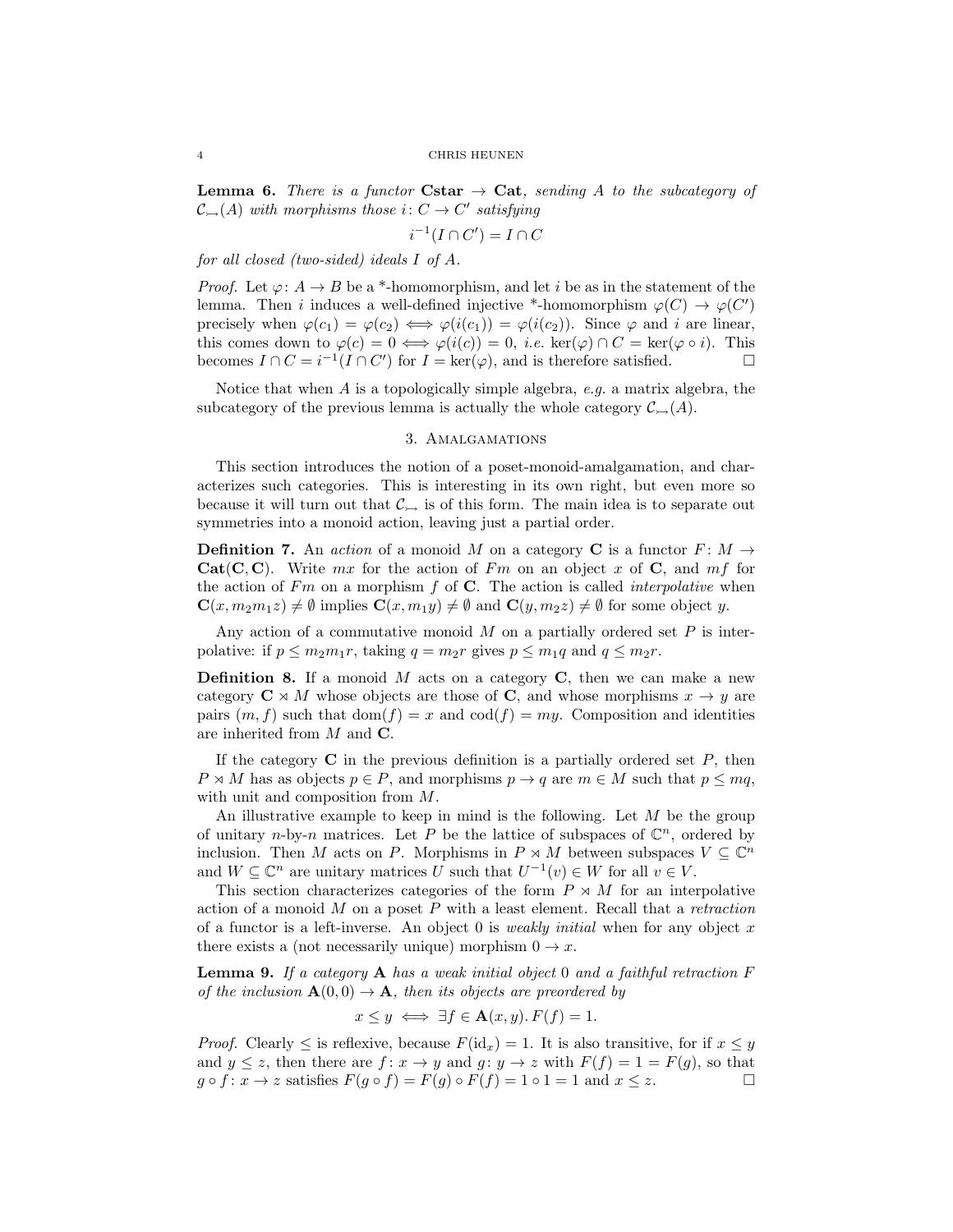**Lemma 6.** *There is a functor* $\mathbf{Cstar} \to \mathbf{Cat}$*, sending* $A$ *to the subcategory of* $\mathcal{C}_{\rightarrowtail}(A)$ *with morphisms those* $i \colon C \to C'$ *satisfying*

$$i^{-1}(I \cap C') = I \cap C$$

*for all closed (two-sided) ideals* $I$ *of* $A$.

*Proof.* Let $\varphi \colon A \to B$ be a \*-homomorphism, and let $i$ be as in the statement of the lemma. Then $i$ induces a well-defined injective \*-homomorphism $\varphi(C) \to \varphi(C')$ precisely when $\varphi(c_1) = \varphi(c_2) \iff \varphi(i(c_1)) = \varphi(i(c_2))$. Since $\varphi$ and $i$ are linear, this comes down to $\varphi(c) = 0 \iff \varphi(i(c)) = 0$, *i.e.* $\ker(\varphi) \cap C = \ker(\varphi \circ i)$. This becomes $I \cap C = i^{-1}(I \cap C')$ for $I = \ker(\varphi)$, and is therefore satisfied. □

Notice that when $A$ is a topologically simple algebra, *e.g.* a matrix algebra, the subcategory of the previous lemma is actually the whole category $\mathcal{C}_{\rightarrowtail}(A)$.

## 3. Amalgamations

This section introduces the notion of a poset-monoid-amalgamation, and characterizes such categories. This is interesting in its own right, but even more so because it will turn out that $\mathcal{C}_{\rightarrowtail}$ is of this form. The main idea is to separate out symmetries into a monoid action, leaving just a partial order.

**Definition 7.** An *action* of a monoid $M$ on a category $\mathbf{C}$ is a functor $F \colon M \to \mathbf{Cat}(\mathbf{C}, \mathbf{C})$. Write $mx$ for the action of $Fm$ on an object $x$ of $\mathbf{C}$, and $mf$ for the action of $Fm$ on a morphism $f$ of $\mathbf{C}$. The action is called *interpolative* when $\mathbf{C}(x, m_2 m_1 z) \neq \emptyset$ implies $\mathbf{C}(x, m_1 y) \neq \emptyset$ and $\mathbf{C}(y, m_2 z) \neq \emptyset$ for some object $y$.

Any action of a commutative monoid $M$ on a partially ordered set $P$ is interpolative: if $p \leq m_2 m_1 r$, taking $q = m_2 r$ gives $p \leq m_1 q$ and $q \leq m_2 r$.

**Definition 8.** If a monoid $M$ acts on a category $\mathbf{C}$, then we can make a new category $\mathbf{C} \rtimes M$ whose objects are those of $\mathbf{C}$, and whose morphisms $x \to y$ are pairs $(m, f)$ such that $\mathrm{dom}(f) = x$ and $\mathrm{cod}(f) = my$. Composition and identities are inherited from $M$ and $\mathbf{C}$.

If the category $\mathbf{C}$ in the previous definition is a partially ordered set $P$, then $P \rtimes M$ has as objects $p \in P$, and morphisms $p \to q$ are $m \in M$ such that $p \leq mq$, with unit and composition from $M$.

An illustrative example to keep in mind is the following. Let $M$ be the group of unitary $n$-by-$n$ matrices. Let $P$ be the lattice of subspaces of $\mathbb{C}^n$, ordered by inclusion. Then $M$ acts on $P$. Morphisms in $P \rtimes M$ between subspaces $V \subseteq \mathbb{C}^n$ and $W \subseteq \mathbb{C}^n$ are unitary matrices $U$ such that $U^{-1}(v) \in W$ for all $v \in V$.

This section characterizes categories of the form $P \rtimes M$ for an interpolative action of a monoid $M$ on a poset $P$ with a least element. Recall that a *retraction* of a functor is a left-inverse. An object 0 is *weakly initial* when for any object $x$ there exists a (not necessarily unique) morphism $0 \to x$.

**Lemma 9.** *If a category* $\mathbf{A}$ *has a weak initial object* 0 *and a faithful retraction* $F$ *of the inclusion* $\mathbf{A}(0,0) \to \mathbf{A}$*, then its objects are preordered by*

$$x \leq y \iff \exists f \in \mathbf{A}(x,y).\, F(f) = 1.$$

*Proof.* Clearly $\leq$ is reflexive, because $F(\mathrm{id}_x) = 1$. It is also transitive, for if $x \leq y$ and $y \leq z$, then there are $f \colon x \to y$ and $g \colon y \to z$ with $F(f) = 1 = F(g)$, so that $g \circ f \colon x \to z$ satisfies $F(g \circ f) = F(g) \circ F(f) = 1 \circ 1 = 1$ and $x \leq z$. □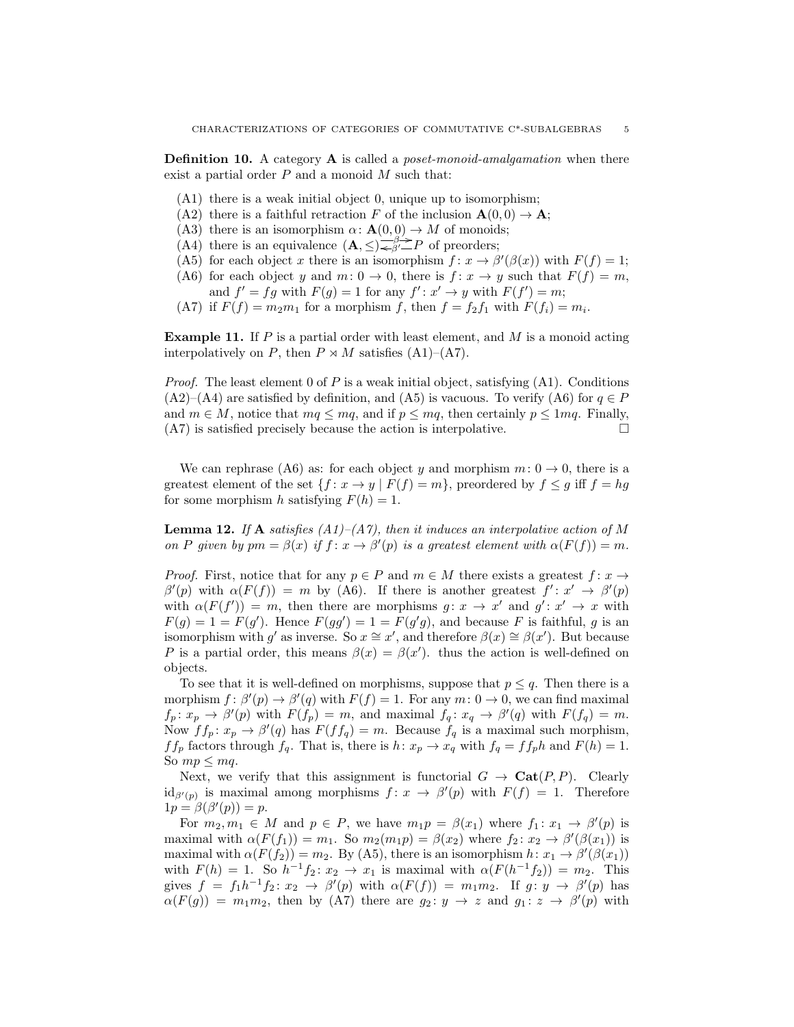**Definition 10.** A category $\mathbf{A}$ is called a *poset-monoid-amalgamation* when there exist a partial order $P$ and a monoid $M$ such that:

- (A1) there is a weak initial object 0, unique up to isomorphism;
- (A2) there is a faithful retraction $F$ of the inclusion $\mathbf{A}(0,0) \to \mathbf{A}$;
- (A3) there is an isomorphism $\alpha\colon \mathbf{A}(0,0) \to M$ of monoids;
- (A4) there is an equivalence $(\mathbf{A}, \leq) \underset{\beta'}{\overset{\beta}{\rightleftarrows}} P$ of preorders;
- (A5) for each object $x$ there is an isomorphism $f\colon x \to \beta'(\beta(x))$ with $F(f) = 1$;
- (A6) for each object $y$ and $m\colon 0 \to 0$, there is $f\colon x \to y$ such that $F(f) = m$, and $f' = fg$ with $F(g) = 1$ for any $f'\colon x' \to y$ with $F(f') = m$;
- (A7) if $F(f) = m_2 m_1$ for a morphism $f$, then $f = f_2 f_1$ with $F(f_i) = m_i$.

**Example 11.** If $P$ is a partial order with least element, and $M$ is a monoid acting interpolatively on $P$, then $P \rtimes M$ satisfies (A1)–(A7).

*Proof.* The least element 0 of $P$ is a weak initial object, satisfying (A1). Conditions (A2)–(A4) are satisfied by definition, and (A5) is vacuous. To verify (A6) for $q \in P$ and $m \in M$, notice that $mq \leq mq$, and if $p \leq mq$, then certainly $p \leq 1mq$. Finally, (A7) is satisfied precisely because the action is interpolative. □

We can rephrase (A6) as: for each object $y$ and morphism $m\colon 0 \to 0$, there is a greatest element of the set $\{f\colon x \to y \mid F(f) = m\}$, preordered by $f \leq g$ iff $f = hg$ for some morphism $h$ satisfying $F(h) = 1$.

**Lemma 12.** *If $\mathbf{A}$ satisfies (A1)–(A7), then it induces an interpolative action of $M$ on $P$ given by $pm = \beta(x)$ if $f\colon x \to \beta'(p)$ is a greatest element with $\alpha(F(f)) = m$.*

*Proof.* First, notice that for any $p \in P$ and $m \in M$ there exists a greatest $f\colon x \to \beta'(p)$ with $\alpha(F(f)) = m$ by (A6). If there is another greatest $f'\colon x' \to \beta'(p)$ with $\alpha(F(f')) = m$, then there are morphisms $g\colon x \to x'$ and $g'\colon x' \to x$ with $F(g) = 1 = F(g')$. Hence $F(gg') = 1 = F(g'g)$, and because $F$ is faithful, $g$ is an isomorphism with $g'$ as inverse. So $x \cong x'$, and therefore $\beta(x) \cong \beta(x')$. But because $P$ is a partial order, this means $\beta(x) = \beta(x')$. thus the action is well-defined on objects.

To see that it is well-defined on morphisms, suppose that $p \leq q$. Then there is a morphism $f\colon \beta'(p) \to \beta'(q)$ with $F(f) = 1$. For any $m\colon 0 \to 0$, we can find maximal $f_p\colon x_p \to \beta'(p)$ with $F(f_p) = m$, and maximal $f_q\colon x_q \to \beta'(q)$ with $F(f_q) = m$. Now $ff_p\colon x_p \to \beta'(q)$ has $F(ff_q) = m$. Because $f_q$ is a maximal such morphism, $ff_p$ factors through $f_q$. That is, there is $h\colon x_p \to x_q$ with $f_q = ff_p h$ and $F(h) = 1$. So $mp \leq mq$.

Next, we verify that this assignment is functorial $G \to \mathbf{Cat}(P,P)$. Clearly $\mathrm{id}_{\beta'(p)}$ is maximal among morphisms $f\colon x \to \beta'(p)$ with $F(f) = 1$. Therefore $1p = \beta(\beta'(p)) = p$.

For $m_2, m_1 \in M$ and $p \in P$, we have $m_1 p = \beta(x_1)$ where $f_1\colon x_1 \to \beta'(p)$ is maximal with $\alpha(F(f_1)) = m_1$. So $m_2(m_1 p) = \beta(x_2)$ where $f_2\colon x_2 \to \beta'(\beta(x_1))$ is maximal with $\alpha(F(f_2)) = m_2$. By (A5), there is an isomorphism $h\colon x_1 \to \beta'(\beta(x_1))$ with $F(h) = 1$. So $h^{-1}f_2\colon x_2 \to x_1$ is maximal with $\alpha(F(h^{-1}f_2)) = m_2$. This gives $f = f_1 h^{-1} f_2\colon x_2 \to \beta'(p)$ with $\alpha(F(f)) = m_1 m_2$. If $g\colon y \to \beta'(p)$ has $\alpha(F(g)) = m_1 m_2$, then by (A7) there are $g_2\colon y \to z$ and $g_1\colon z \to \beta'(p)$ with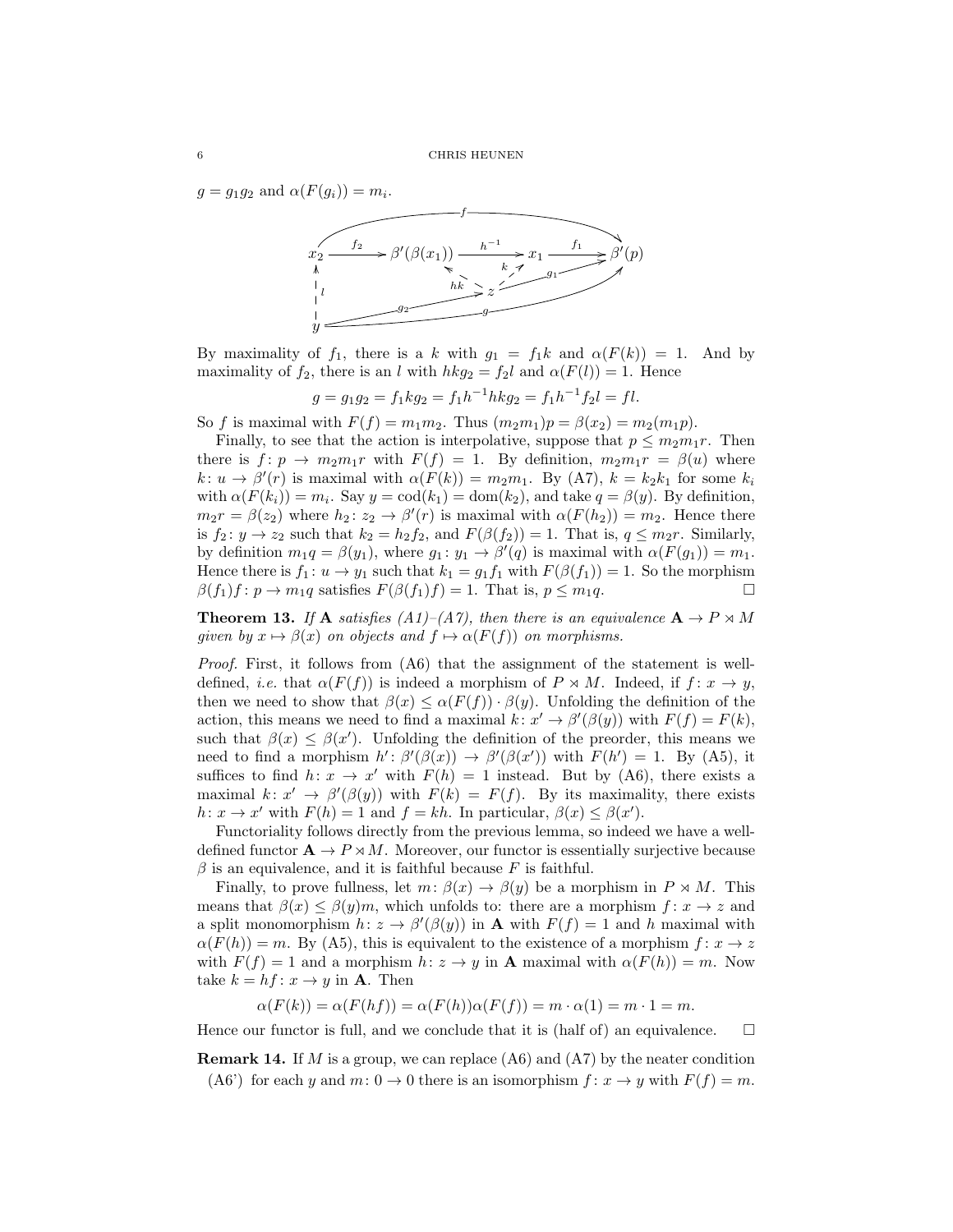$g = g_1 g_2$ and $\alpha(F(g_i)) = m_i$.

By maximality of $f_1$, there is a $k$ with $g_1 = f_1 k$ and $\alpha(F(k)) = 1$. And by maximality of $f_2$, there is an $l$ with $hkg_2 = f_2 l$ and $\alpha(F(l)) = 1$. Hence

$$g = g_1 g_2 = f_1 k g_2 = f_1 h^{-1} h k g_2 = f_1 h^{-1} f_2 l = fl.$$

So $f$ is maximal with $F(f) = m_1 m_2$. Thus $(m_2 m_1)p = \beta(x_2) = m_2(m_1 p)$.

Finally, to see that the action is interpolative, suppose that $p \leq m_2 m_1 r$. Then there is $f\colon p \to m_2 m_1 r$ with $F(f) = 1$. By definition, $m_2 m_1 r = \beta(u)$ where $k\colon u \to \beta'(r)$ is maximal with $\alpha(F(k)) = m_2 m_1$. By (A7), $k = k_2 k_1$ for some $k_i$ with $\alpha(F(k_i)) = m_i$. Say $y = \mathrm{cod}(k_1) = \mathrm{dom}(k_2)$, and take $q = \beta(y)$. By definition, $m_2 r = \beta(z_2)$ where $h_2\colon z_2 \to \beta'(r)$ is maximal with $\alpha(F(h_2)) = m_2$. Hence there is $f_2\colon y \to z_2$ such that $k_2 = h_2 f_2$, and $F(\beta(f_2)) = 1$. That is, $q \leq m_2 r$. Similarly, by definition $m_1 q = \beta(y_1)$, where $g_1\colon y_1 \to \beta'(q)$ is maximal with $\alpha(F(g_1)) = m_1$. Hence there is $f_1\colon u \to y_1$ such that $k_1 = g_1 f_1$ with $F(\beta(f_1)) = 1$. So the morphism $\beta(f_1)f\colon p \to m_1 q$ satisfies $F(\beta(f_1)f) = 1$. That is, $p \leq m_1 q$. □

**Theorem 13.** *If* $\mathbf{A}$ *satisfies (A1)–(A7), then there is an equivalence* $\mathbf{A} \to P \rtimes M$ *given by* $x \mapsto \beta(x)$ *on objects and* $f \mapsto \alpha(F(f))$ *on morphisms.*

*Proof.* First, it follows from (A6) that the assignment of the statement is well-defined, *i.e.* that $\alpha(F(f))$ is indeed a morphism of $P \rtimes M$. Indeed, if $f\colon x \to y$, then we need to show that $\beta(x) \leq \alpha(F(f)) \cdot \beta(y)$. Unfolding the definition of the action, this means we need to find a maximal $k\colon x' \to \beta'(\beta(y))$ with $F(f) = F(k)$, such that $\beta(x) \leq \beta(x')$. Unfolding the definition of the preorder, this means we need to find a morphism $h'\colon \beta'(\beta(x)) \to \beta'(\beta(x'))$ with $F(h') = 1$. By (A5), it suffices to find $h\colon x \to x'$ with $F(h) = 1$ instead. But by (A6), there exists a maximal $k\colon x' \to \beta'(\beta(y))$ with $F(k) = F(f)$. By its maximality, there exists $h\colon x \to x'$ with $F(h) = 1$ and $f = kh$. In particular, $\beta(x) \leq \beta(x')$.

Functoriality follows directly from the previous lemma, so indeed we have a well-defined functor $\mathbf{A} \to P \rtimes M$. Moreover, our functor is essentially surjective because $\beta$ is an equivalence, and it is faithful because $F$ is faithful.

Finally, to prove fullness, let $m\colon \beta(x) \to \beta(y)$ be a morphism in $P \rtimes M$. This means that $\beta(x) \leq \beta(y)m$, which unfolds to: there are a morphism $f\colon x \to z$ and a split monomorphism $h\colon z \to \beta'(\beta(y))$ in $\mathbf{A}$ with $F(f) = 1$ and $h$ maximal with $\alpha(F(h)) = m$. By (A5), this is equivalent to the existence of a morphism $f\colon x \to z$ with $F(f) = 1$ and a morphism $h\colon z \to y$ in $\mathbf{A}$ maximal with $\alpha(F(h)) = m$. Now take $k = hf\colon x \to y$ in $\mathbf{A}$. Then

$$\alpha(F(k)) = \alpha(F(hf)) = \alpha(F(h))\alpha(F(f)) = m \cdot \alpha(1) = m \cdot 1 = m.$$

Hence our functor is full, and we conclude that it is (half of) an equivalence. □

**Remark 14.** If $M$ is a group, we can replace (A6) and (A7) by the neater condition

(A6') for each $y$ and $m\colon 0 \to 0$ there is an isomorphism $f\colon x \to y$ with $F(f) = m$.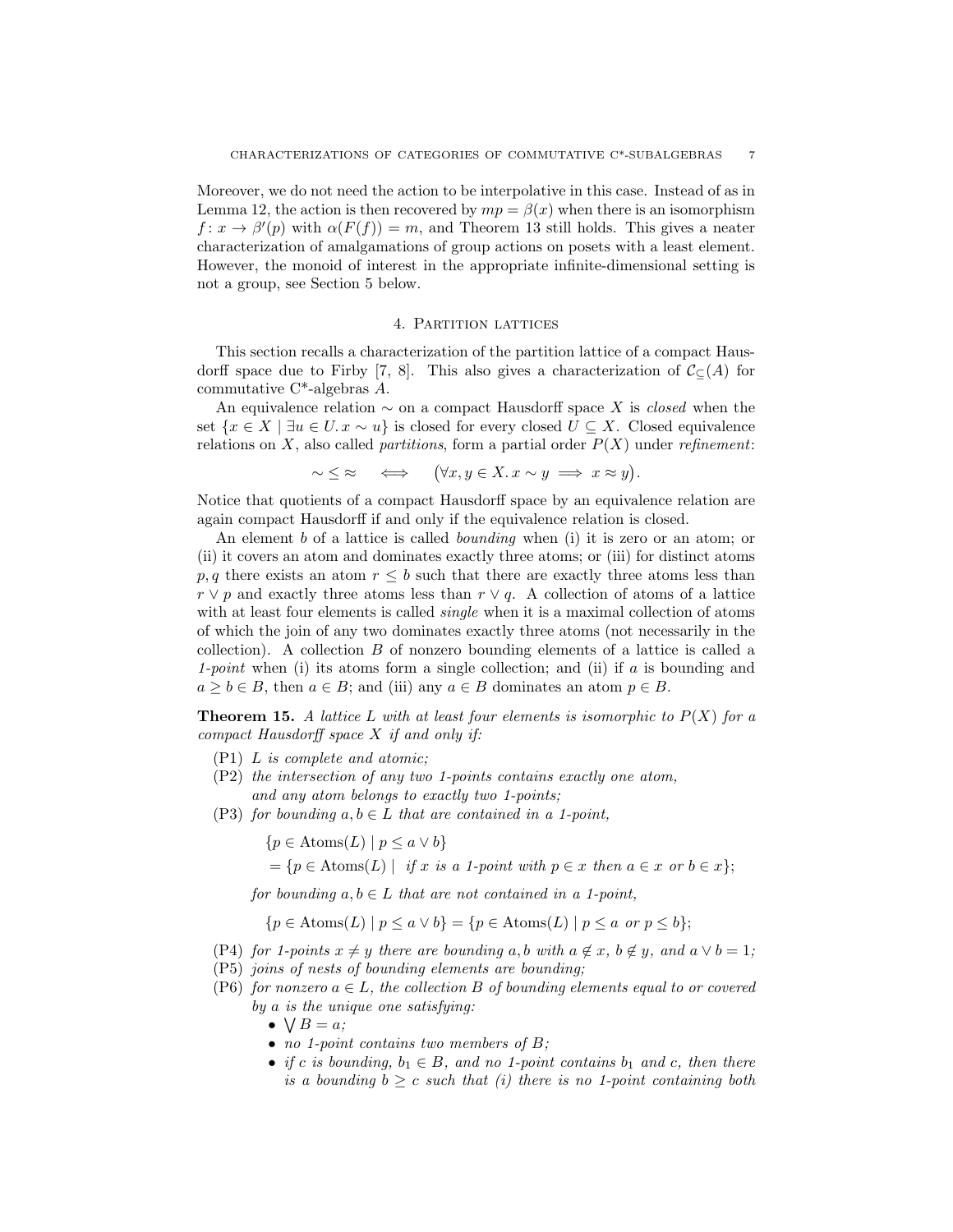Moreover, we do not need the action to be interpolative in this case. Instead of as in Lemma 12, the action is then recovered by $mp = \beta(x)$ when there is an isomorphism $f\colon x \to \beta'(p)$ with $\alpha(F(f)) = m$, and Theorem 13 still holds. This gives a neater characterization of amalgamations of group actions on posets with a least element. However, the monoid of interest in the appropriate infinite-dimensional setting is not a group, see Section 5 below.

## 4. Partition lattices

This section recalls a characterization of the partition lattice of a compact Hausdorff space due to Firby [7, 8]. This also gives a characterization of $\mathcal{C}_{\subseteq}(A)$ for commutative C*-algebras $A$.

An equivalence relation $\sim$ on a compact Hausdorff space $X$ is *closed* when the set $\{x \in X \mid \exists u \in U. x \sim u\}$ is closed for every closed $U \subseteq X$. Closed equivalence relations on $X$, also called *partitions*, form a partial order $P(X)$ under *refinement*:

$$\sim \leq \approx \quad \iff \quad \big(\forall x, y \in X. x \sim y \implies x \approx y\big).$$

Notice that quotients of a compact Hausdorff space by an equivalence relation are again compact Hausdorff if and only if the equivalence relation is closed.

An element $b$ of a lattice is called *bounding* when (i) it is zero or an atom; or (ii) it covers an atom and dominates exactly three atoms; or (iii) for distinct atoms $p, q$ there exists an atom $r \leq b$ such that there are exactly three atoms less than $r \vee p$ and exactly three atoms less than $r \vee q$. A collection of atoms of a lattice with at least four elements is called *single* when it is a maximal collection of atoms of which the join of any two dominates exactly three atoms (not necessarily in the collection). A collection $B$ of nonzero bounding elements of a lattice is called a *1-point* when (i) its atoms form a single collection; and (ii) if $a$ is bounding and $a \geq b \in B$, then $a \in B$; and (iii) any $a \in B$ dominates an atom $p \in B$.

**Theorem 15.** *A lattice $L$ with at least four elements is isomorphic to $P(X)$ for a compact Hausdorff space $X$ if and only if:*

- (P1) *$L$ is complete and atomic;*
- (P2) *the intersection of any two 1-points contains exactly one atom, and any atom belongs to exactly two 1-points;*
- (P3) *for bounding $a, b \in L$ that are contained in a 1-point,*

  $$\{p \in \mathrm{Atoms}(L) \mid p \leq a \vee b\}$$
  $$= \{p \in \mathrm{Atoms}(L) \mid \text{ if } x \text{ is a 1-point with } p \in x \text{ then } a \in x \text{ or } b \in x\};$$

  *for bounding $a, b \in L$ that are not contained in a 1-point,*

  $$\{p \in \mathrm{Atoms}(L) \mid p \leq a \vee b\} = \{p \in \mathrm{Atoms}(L) \mid p \leq a \text{ or } p \leq b\};$$
- (P4) *for 1-points $x \neq y$ there are bounding $a, b$ with $a \notin x$, $b \notin y$, and $a \vee b = 1$;*
- (P5) *joins of nests of bounding elements are bounding;*
- (P6) *for nonzero $a \in L$, the collection $B$ of bounding elements equal to or covered by $a$ is the unique one satisfying:*
  - $\bigvee B = a$;
  - *no 1-point contains two members of $B$;*
  - *if $c$ is bounding, $b_1 \in B$, and no 1-point contains $b_1$ and $c$, then there is a bounding $b \geq c$ such that (i) there is no 1-point containing both*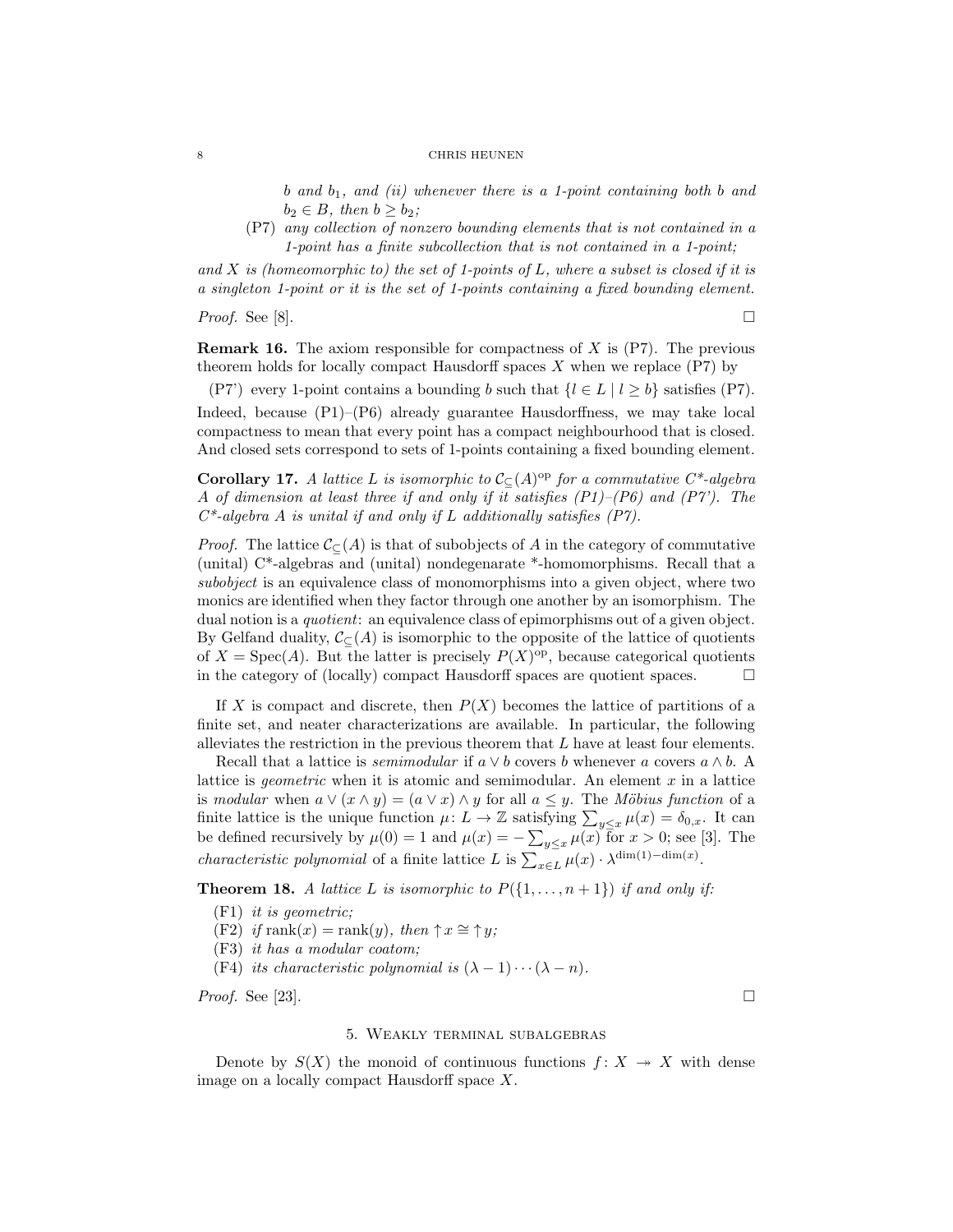*b and $b_1$, and (ii) whenever there is a 1-point containing both b and $b_2 \in B$, then $b \geq b_2$;*

(P7) *any collection of nonzero bounding elements that is not contained in a 1-point has a finite subcollection that is not contained in a 1-point;*

*and X is (homeomorphic to) the set of 1-points of L, where a subset is closed if it is a singleton 1-point or it is the set of 1-points containing a fixed bounding element.*

*Proof.* See [8]. □

**Remark 16.** The axiom responsible for compactness of $X$ is (P7). The previous theorem holds for locally compact Hausdorff spaces $X$ when we replace (P7) by

(P7') every 1-point contains a bounding $b$ such that $\{l \in L \mid l \geq b\}$ satisfies (P7).

Indeed, because (P1)–(P6) already guarantee Hausdorffness, we may take local compactness to mean that every point has a compact neighbourhood that is closed. And closed sets correspond to sets of 1-points containing a fixed bounding element.

**Corollary 17.** *A lattice $L$ is isomorphic to $\mathcal{C}_{\subseteq}(A)^{\mathrm{op}}$ for a commutative C\*-algebra A of dimension at least three if and only if it satisfies (P1)–(P6) and (P7'). The C\*-algebra A is unital if and only if L additionally satisfies (P7).*

*Proof.* The lattice $\mathcal{C}_{\subseteq}(A)$ is that of subobjects of $A$ in the category of commutative (unital) C\*-algebras and (unital) nondegenarate \*-homomorphisms. Recall that a *subobject* is an equivalence class of monomorphisms into a given object, where two monics are identified when they factor through one another by an isomorphism. The dual notion is a *quotient*: an equivalence class of epimorphisms out of a given object. By Gelfand duality, $\mathcal{C}_{\subseteq}(A)$ is isomorphic to the opposite of the lattice of quotients of $X = \mathrm{Spec}(A)$. But the latter is precisely $P(X)^{\mathrm{op}}$, because categorical quotients in the category of (locally) compact Hausdorff spaces are quotient spaces. □

If $X$ is compact and discrete, then $P(X)$ becomes the lattice of partitions of a finite set, and neater characterizations are available. In particular, the following alleviates the restriction in the previous theorem that $L$ have at least four elements.

Recall that a lattice is *semimodular* if $a \vee b$ covers $b$ whenever $a$ covers $a \wedge b$. A lattice is *geometric* when it is atomic and semimodular. An element $x$ in a lattice is *modular* when $a \vee (x \wedge y) = (a \vee x) \wedge y$ for all $a \leq y$. The *Möbius function* of a finite lattice is the unique function $\mu \colon L \to \mathbb{Z}$ satisfying $\sum_{y \leq x} \mu(x) = \delta_{0,x}$. It can be defined recursively by $\mu(0) = 1$ and $\mu(x) = -\sum_{y \leq x} \mu(x)$ for $x > 0$; see [3]. The *characteristic polynomial* of a finite lattice $L$ is $\sum_{x \in L} \mu(x) \cdot \lambda^{\dim(1) - \dim(x)}$.

**Theorem 18.** *A lattice $L$ is isomorphic to $P(\{1, \ldots, n+1\})$ if and only if:*

(F1) *it is geometric;*

(F2) *if $\mathrm{rank}(x) = \mathrm{rank}(y)$, then $\uparrow x \cong \uparrow y$;*

(F3) *it has a modular coatom;*

(F4) *its characteristic polynomial is $(\lambda - 1) \cdots (\lambda - n)$.*

*Proof.* See [23]. □

## 5. Weakly terminal subalgebras

Denote by $S(X)$ the monoid of continuous functions $f \colon X \twoheadrightarrow X$ with dense image on a locally compact Hausdorff space $X$.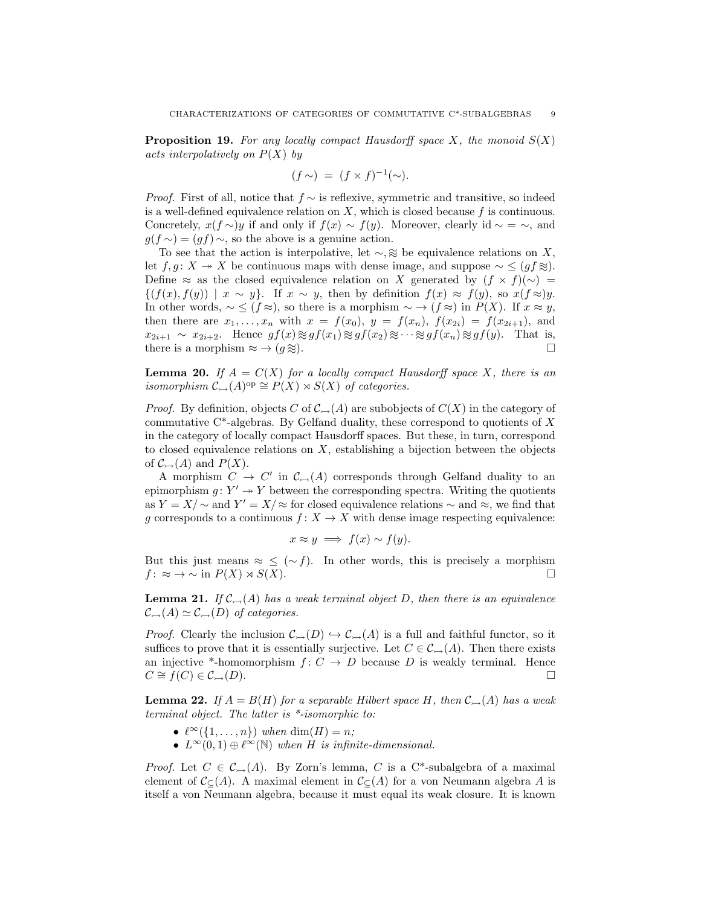**Proposition 19.** *For any locally compact Hausdorff space $X$, the monoid $S(X)$ acts interpolatively on $P(X)$ by*

$$(f \sim) \;=\; (f \times f)^{-1}(\sim).$$

*Proof.* First of all, notice that $f\sim$ is reflexive, symmetric and transitive, so indeed is a well-defined equivalence relation on $X$, which is closed because $f$ is continuous. Concretely, $x(f\sim)y$ if and only if $f(x) \sim f(y)$. Moreover, clearly $\mathrm{id}\sim\, = \,\sim$, and $g(f\sim) = (gf)\sim$, so the above is a genuine action.

To see that the action is interpolative, let $\sim, \approxeq$ be equivalence relations on $X$, let $f, g \colon X \twoheadrightarrow X$ be continuous maps with dense image, and suppose $\sim\, \leq (gf\approxeq)$. Define $\approx$ as the closed equivalence relation on $X$ generated by $(f \times f)(\sim) = \{(f(x), f(y)) \mid x \sim y\}$. If $x \sim y$, then by definition $f(x) \approx f(y)$, so $x(f\approx)y$. In other words, $\sim\, \leq (f\approx)$, so there is a morphism $\sim\, \to (f\approx)$ in $P(X)$. If $x \approx y$, then there are $x_1, \ldots, x_n$ with $x = f(x_0)$, $y = f(x_n)$, $f(x_{2i}) = f(x_{2i+1})$, and $x_{2i+1} \sim x_{2i+2}$. Hence $gf(x) \approxeq gf(x_1) \approxeq gf(x_2) \approxeq \cdots \approxeq gf(x_n) \approxeq gf(y)$. That is, there is a morphism $\approx\, \to (g\approxeq)$. $\square$

**Lemma 20.** *If $A = C(X)$ for a locally compact Hausdorff space $X$, there is an isomorphism $\mathcal{C}_{\rightarrowtail}(A)^{\mathrm{op}} \cong P(X) \rtimes S(X)$ of categories.*

*Proof.* By definition, objects $C$ of $\mathcal{C}_{\rightarrowtail}(A)$ are subobjects of $C(X)$ in the category of commutative C*-algebras. By Gelfand duality, these correspond to quotients of $X$ in the category of locally compact Hausdorff spaces. But these, in turn, correspond to closed equivalence relations on $X$, establishing a bijection between the objects of $\mathcal{C}_{\rightarrowtail}(A)$ and $P(X)$.

A morphism $C \to C'$ in $\mathcal{C}_{\rightarrowtail}(A)$ corresponds through Gelfand duality to an epimorphism $g \colon Y' \twoheadrightarrow Y$ between the corresponding spectra. Writing the quotients as $Y = X/\sim$ and $Y' = X/\approx$ for closed equivalence relations $\sim$ and $\approx$, we find that $g$ corresponds to a continuous $f \colon X \to X$ with dense image respecting equivalence:

$$x \approx y \implies f(x) \sim f(y).$$

But this just means $\approx\, \leq (\sim f)$. In other words, this is precisely a morphism $f \colon \approx\, \to\, \sim$ in $P(X) \rtimes S(X)$. $\square$

**Lemma 21.** *If $\mathcal{C}_{\rightarrowtail}(A)$ has a weak terminal object $D$, then there is an equivalence $\mathcal{C}_{\rightarrowtail}(A) \simeq \mathcal{C}_{\rightarrowtail}(D)$ of categories.*

*Proof.* Clearly the inclusion $\mathcal{C}_{\rightarrowtail}(D) \hookrightarrow \mathcal{C}_{\rightarrowtail}(A)$ is a full and faithful functor, so it suffices to prove that it is essentially surjective. Let $C \in \mathcal{C}_{\rightarrowtail}(A)$. Then there exists an injective *-homomorphism $f \colon C \to D$ because $D$ is weakly terminal. Hence $C \cong f(C) \in \mathcal{C}_{\rightarrowtail}(D)$. $\square$

**Lemma 22.** *If $A = B(H)$ for a separable Hilbert space $H$, then $\mathcal{C}_{\rightarrowtail}(A)$ has a weak terminal object. The latter is *-isomorphic to:*

- *$\ell^\infty(\{1, \ldots, n\})$ when $\dim(H) = n$;*
- *$L^\infty(0, 1) \oplus \ell^\infty(\mathbb{N})$ when $H$ is infinite-dimensional.*

*Proof.* Let $C \in \mathcal{C}_{\rightarrowtail}(A)$. By Zorn's lemma, $C$ is a C*-subalgebra of a maximal element of $\mathcal{C}_{\subseteq}(A)$. A maximal element in $\mathcal{C}_{\subseteq}(A)$ for a von Neumann algebra $A$ is itself a von Neumann algebra, because it must equal its weak closure. It is known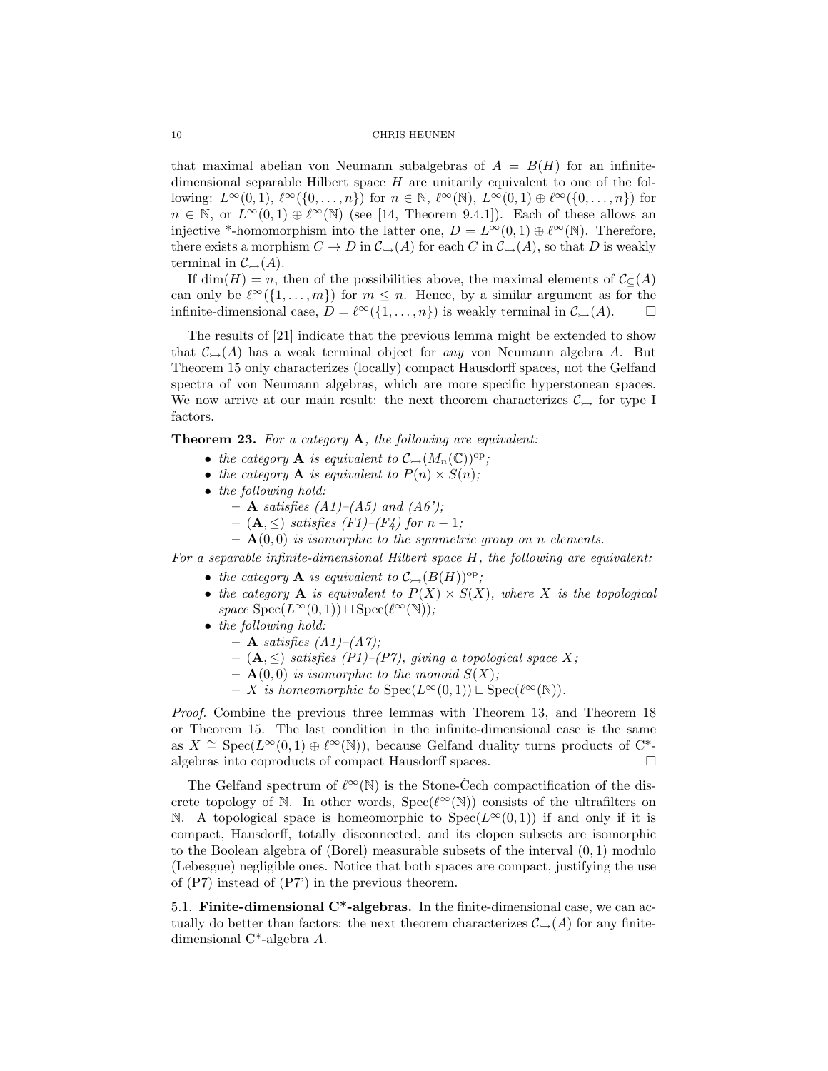that maximal abelian von Neumann subalgebras of $A = B(H)$ for an infinite-dimensional separable Hilbert space $H$ are unitarily equivalent to one of the following: $L^\infty(0,1)$, $\ell^\infty(\{0,\ldots,n\})$ for $n \in \mathbb{N}$, $\ell^\infty(\mathbb{N})$, $L^\infty(0,1) \oplus \ell^\infty(\{0,\ldots,n\})$ for $n \in \mathbb{N}$, or $L^\infty(0,1) \oplus \ell^\infty(\mathbb{N})$ (see [14, Theorem 9.4.1]). Each of these allows an injective *-homomorphism into the latter one, $D = L^\infty(0,1) \oplus \ell^\infty(\mathbb{N})$. Therefore, there exists a morphism $C \to D$ in $\mathcal{C}_{\rightarrowtail}(A)$ for each $C$ in $\mathcal{C}_{\rightarrowtail}(A)$, so that $D$ is weakly terminal in $\mathcal{C}_{\rightarrowtail}(A)$.

If $\dim(H) = n$, then of the possibilities above, the maximal elements of $\mathcal{C}_{\subseteq}(A)$ can only be $\ell^\infty(\{1,\ldots,m\})$ for $m \leq n$. Hence, by a similar argument as for the infinite-dimensional case, $D = \ell^\infty(\{1,\ldots,n\})$ is weakly terminal in $\mathcal{C}_{\rightarrowtail}(A)$. □

The results of [21] indicate that the previous lemma might be extended to show that $\mathcal{C}_{\rightarrowtail}(A)$ has a weak terminal object for *any* von Neumann algebra $A$. But Theorem 15 only characterizes (locally) compact Hausdorff spaces, not the Gelfand spectra of von Neumann algebras, which are more specific hyperstonean spaces. We now arrive at our main result: the next theorem characterizes $\mathcal{C}_{\rightarrowtail}$ for type I factors.

**Theorem 23.** *For a category* $\mathbf{A}$*, the following are equivalent:*

- *the category* $\mathbf{A}$ *is equivalent to* $\mathcal{C}_{\rightarrowtail}(M_n(\mathbb{C}))^{\mathrm{op}}$*;*
- *the category* $\mathbf{A}$ *is equivalent to* $P(n) \rtimes S(n)$*;*
- *the following hold:*
  - $\mathbf{A}$ *satisfies (A1)–(A5) and (A6');*
  - $(\mathbf{A}, \leq)$ *satisfies (F1)–(F4) for* $n-1$*;*
  - $\mathbf{A}(0,0)$ *is isomorphic to the symmetric group on* $n$ *elements.*

*For a separable infinite-dimensional Hilbert space* $H$*, the following are equivalent:*

- *the category* $\mathbf{A}$ *is equivalent to* $\mathcal{C}_{\rightarrowtail}(B(H))^{\mathrm{op}}$*;*
- *the category* $\mathbf{A}$ *is equivalent to* $P(X) \rtimes S(X)$*, where* $X$ *is the topological space* $\mathrm{Spec}(L^\infty(0,1)) \sqcup \mathrm{Spec}(\ell^\infty(\mathbb{N}))$*;*
- *the following hold:*
  - $\mathbf{A}$ *satisfies (A1)–(A7);*
  - $(\mathbf{A}, \leq)$ *satisfies (P1)–(P7), giving a topological space* $X$*;*
  - $\mathbf{A}(0,0)$ *is isomorphic to the monoid* $S(X)$*;*
  - $X$ *is homeomorphic to* $\mathrm{Spec}(L^\infty(0,1)) \sqcup \mathrm{Spec}(\ell^\infty(\mathbb{N}))$*.*

*Proof.* Combine the previous three lemmas with Theorem 13, and Theorem 18 or Theorem 15. The last condition in the infinite-dimensional case is the same as $X \cong \mathrm{Spec}(L^\infty(0,1) \oplus \ell^\infty(\mathbb{N}))$, because Gelfand duality turns products of C*-algebras into coproducts of compact Hausdorff spaces. □

The Gelfand spectrum of $\ell^\infty(\mathbb{N})$ is the Stone-Čech compactification of the discrete topology of $\mathbb{N}$. In other words, $\mathrm{Spec}(\ell^\infty(\mathbb{N}))$ consists of the ultrafilters on $\mathbb{N}$. A topological space is homeomorphic to $\mathrm{Spec}(L^\infty(0,1))$ if and only if it is compact, Hausdorff, totally disconnected, and its clopen subsets are isomorphic to the Boolean algebra of (Borel) measurable subsets of the interval $(0,1)$ modulo (Lebesgue) negligible ones. Notice that both spaces are compact, justifying the use of (P7) instead of (P7') in the previous theorem.

### 5.1. Finite-dimensional C*-algebras.

In the finite-dimensional case, we can actually do better than factors: the next theorem characterizes $\mathcal{C}_{\rightarrowtail}(A)$ for any finite-dimensional C*-algebra $A$.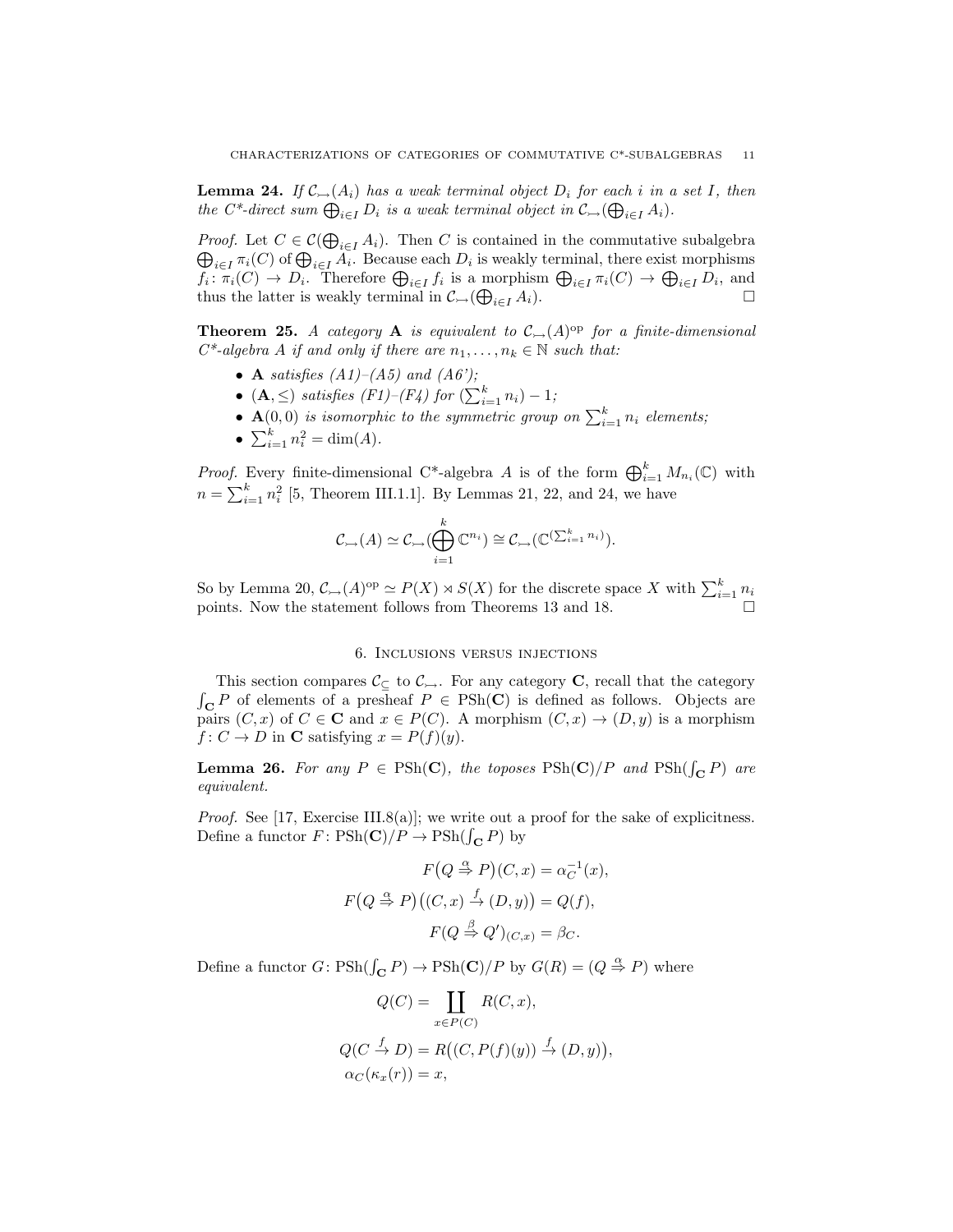**Lemma 24.** *If $\mathcal{C}_{\rightarrowtail}(A_i)$ has a weak terminal object $D_i$ for each $i$ in a set $I$, then the C\*-direct sum $\bigoplus_{i\in I} D_i$ is a weak terminal object in $\mathcal{C}_{\rightarrowtail}(\bigoplus_{i\in I} A_i)$.*

*Proof.* Let $C \in \mathcal{C}(\bigoplus_{i\in I} A_i)$. Then $C$ is contained in the commutative subalgebra $\bigoplus_{i\in I} \pi_i(C)$ of $\bigoplus_{i\in I} A_i$. Because each $D_i$ is weakly terminal, there exist morphisms $f_i \colon \pi_i(C) \to D_i$. Therefore $\bigoplus_{i\in I} f_i$ is a morphism $\bigoplus_{i\in I} \pi_i(C) \to \bigoplus_{i\in I} D_i$, and thus the latter is weakly terminal in $\mathcal{C}_{\rightarrowtail}(\bigoplus_{i\in I} A_i)$. □

**Theorem 25.** *A category $\mathbf{A}$ is equivalent to $\mathcal{C}_{\rightarrowtail}(A)^{\mathrm{op}}$ for a finite-dimensional C\*-algebra $A$ if and only if there are $n_1, \ldots, n_k \in \mathbb{N}$ such that:*

- *$\mathbf{A}$ satisfies (A1)–(A5) and (A6');*
- *$(\mathbf{A}, \leq)$ satisfies (F1)–(F4) for $(\sum_{i=1}^k n_i) - 1$;*
- *$\mathbf{A}(0,0)$ is isomorphic to the symmetric group on $\sum_{i=1}^k n_i$ elements;*
- *$\sum_{i=1}^k n_i^2 = \dim(A)$.*

*Proof.* Every finite-dimensional C\*-algebra $A$ is of the form $\bigoplus_{i=1}^k M_{n_i}(\mathbb{C})$ with $n = \sum_{i=1}^k n_i^2$ [5, Theorem III.1.1]. By Lemmas 21, 22, and 24, we have

$$\mathcal{C}_{\rightarrowtail}(A) \simeq \mathcal{C}_{\rightarrowtail}(\bigoplus_{i=1}^k \mathbb{C}^{n_i}) \cong \mathcal{C}_{\rightarrowtail}(\mathbb{C}^{(\sum_{i=1}^k n_i)}).$$

So by Lemma 20, $\mathcal{C}_{\rightarrowtail}(A)^{\mathrm{op}} \simeq P(X) \rtimes S(X)$ for the discrete space $X$ with $\sum_{i=1}^k n_i$ points. Now the statement follows from Theorems 13 and 18. □

## 6. Inclusions versus injections

This section compares $\mathcal{C}_{\subseteq}$ to $\mathcal{C}_{\rightarrowtail}$. For any category $\mathbf{C}$, recall that the category $\int_{\mathbf{C}} P$ of elements of a presheaf $P \in \mathrm{PSh}(\mathbf{C})$ is defined as follows. Objects are pairs $(C, x)$ of $C \in \mathbf{C}$ and $x \in P(C)$. A morphism $(C, x) \to (D, y)$ is a morphism $f \colon C \to D$ in $\mathbf{C}$ satisfying $x = P(f)(y)$.

**Lemma 26.** *For any $P \in \mathrm{PSh}(\mathbf{C})$, the toposes $\mathrm{PSh}(\mathbf{C})/P$ and $\mathrm{PSh}(\int_{\mathbf{C}} P)$ are equivalent.*

*Proof.* See [17, Exercise III.8(a)]; we write out a proof for the sake of explicitness. Define a functor $F \colon \mathrm{PSh}(\mathbf{C})/P \to \mathrm{PSh}(\int_{\mathbf{C}} P)$ by

$$F\big(Q \overset{\alpha}{\Rightarrow} P\big)(C, x) = \alpha_C^{-1}(x),$$

$$F\big(Q \overset{\alpha}{\Rightarrow} P\big)\big((C, x) \xrightarrow{f} (D, y)\big) = Q(f),$$

$$F\big(Q \overset{\beta}{\Rightarrow} Q'\big)_{(C,x)} = \beta_C.$$

Define a functor $G \colon \mathrm{PSh}(\int_{\mathbf{C}} P) \to \mathrm{PSh}(\mathbf{C})/P$ by $G(R) = (Q \overset{\alpha}{\Rightarrow} P)$ where

$$Q(C) = \coprod_{x \in P(C)} R(C, x),$$

$$Q(C \xrightarrow{f} D) = R\big((C, P(f)(y)) \xrightarrow{f} (D, y)\big),$$

$$\alpha_C(\kappa_x(r)) = x,$$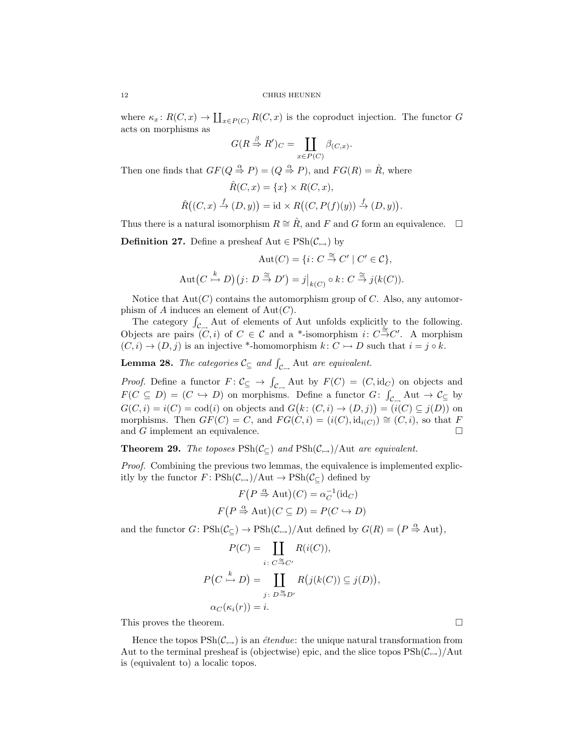where $\kappa_x \colon R(C,x) \to \coprod_{x \in P(C)} R(C,x)$ is the coproduct injection. The functor $G$ acts on morphisms as

$$G(R \overset{\beta}{\Rightarrow} R')_C = \coprod_{x \in P(C)} \beta_{(C,x)}.$$

Then one finds that $GF(Q \overset{\alpha}{\Rightarrow} P) = (Q \overset{\alpha}{\Rightarrow} P)$, and $FG(R) = \hat{R}$, where

$$\hat{R}(C,x) = \{x\} \times R(C,x),$$

$$\hat{R}\big((C,x) \xrightarrow{f} (D,y)\big) = \mathrm{id} \times R\big((C, P(f)(y)) \xrightarrow{f} (D,y)\big).$$

Thus there is a natural isomorphism $R \cong \hat{R}$, and $F$ and $G$ form an equivalence. $\square$

**Definition 27.** Define a presheaf $\mathrm{Aut} \in \mathrm{PSh}(\mathcal{C}_{\rightarrowtail})$ by

$$\mathrm{Aut}(C) = \{i \colon C \overset{\cong}{\to} C' \mid C' \in \mathcal{C}\},$$

$$\mathrm{Aut}\big(C \overset{k}{\rightarrowtail} D\big)\big(j \colon D \overset{\cong}{\to} D'\big) = j\big|_{k(C)} \circ k \colon C \overset{\cong}{\to} j(k(C)).$$

Notice that $\mathrm{Aut}(C)$ contains the automorphism group of $C$. Also, any automorphism of $A$ induces an element of $\mathrm{Aut}(C)$.

The category $\int_{\mathcal{C}_{\rightarrowtail}} \mathrm{Aut}$ of elements of Aut unfolds explicitly to the following. Objects are pairs $(C,i)$ of $C \in \mathcal{C}$ and a *-isomorphism $i \colon C \overset{\cong}{\to} C'$. A morphism $(C,i) \to (D,j)$ is an injective *-homomorphism $k \colon C \rightarrowtail D$ such that $i = j \circ k$.

**Lemma 28.** *The categories $\mathcal{C}_{\subseteq}$ and $\int_{\mathcal{C}_{\rightarrowtail}} \mathrm{Aut}$ are equivalent.*

*Proof.* Define a functor $F \colon \mathcal{C}_{\subseteq} \to \int_{\mathcal{C}_{\rightarrowtail}} \mathrm{Aut}$ by $F(C) = (C, \mathrm{id}_C)$ on objects and $F(C \subseteq D) = (C \hookrightarrow D)$ on morphisms. Define a functor $G \colon \int_{\mathcal{C}_{\rightarrowtail}} \mathrm{Aut} \to \mathcal{C}_{\subseteq}$ by $G(C,i) = i(C) = \mathrm{cod}(i)$ on objects and $G\big(k \colon (C,i) \to (D,j)\big) = \big(i(C) \subseteq j(D)\big)$ on morphisms. Then $GF(C) = C$, and $FG(C,i) = (i(C), \mathrm{id}_{i(C)}) \cong (C,i)$, so that $F$ and $G$ implement an equivalence. $\square$

**Theorem 29.** *The toposes $\mathrm{PSh}(\mathcal{C}_{\subseteq})$ and $\mathrm{PSh}(\mathcal{C}_{\rightarrowtail})/\mathrm{Aut}$ are equivalent.*

*Proof.* Combining the previous two lemmas, the equivalence is implemented explicitly by the functor $F \colon \mathrm{PSh}(\mathcal{C}_{\rightarrowtail})/\mathrm{Aut} \to \mathrm{PSh}(\mathcal{C}_{\subseteq})$ defined by

$$F\big(P \overset{\alpha}{\Rightarrow} \mathrm{Aut}\big)(C) = \alpha_C^{-1}(\mathrm{id}_C)$$

$$F\big(P \overset{\alpha}{\Rightarrow} \mathrm{Aut}\big)(C \subseteq D) = P(C \hookrightarrow D)$$

and the functor $G \colon \mathrm{PSh}(\mathcal{C}_{\subseteq}) \to \mathrm{PSh}(\mathcal{C}_{\rightarrowtail})/\mathrm{Aut}$ defined by $G(R) = \big(P \overset{\alpha}{\Rightarrow} \mathrm{Aut}\big)$,

$$P(C) = \coprod_{i \colon C \overset{\cong}{\to} C'} R(i(C)),$$

$$P\big(C \overset{k}{\rightarrowtail} D\big) = \coprod_{j \colon D \overset{\cong}{\to} D'} R\big(j(k(C)) \subseteq j(D)\big),$$

$$\alpha_C(\kappa_i(r)) = i.$$

This proves the theorem. $\square$

Hence the topos $\mathrm{PSh}(\mathcal{C}_{\rightarrowtail})$ is an *étendue*: the unique natural transformation from Aut to the terminal presheaf is (objectwise) epic, and the slice topos $\mathrm{PSh}(\mathcal{C}_{\rightarrowtail})/\mathrm{Aut}$ is (equivalent to) a localic topos.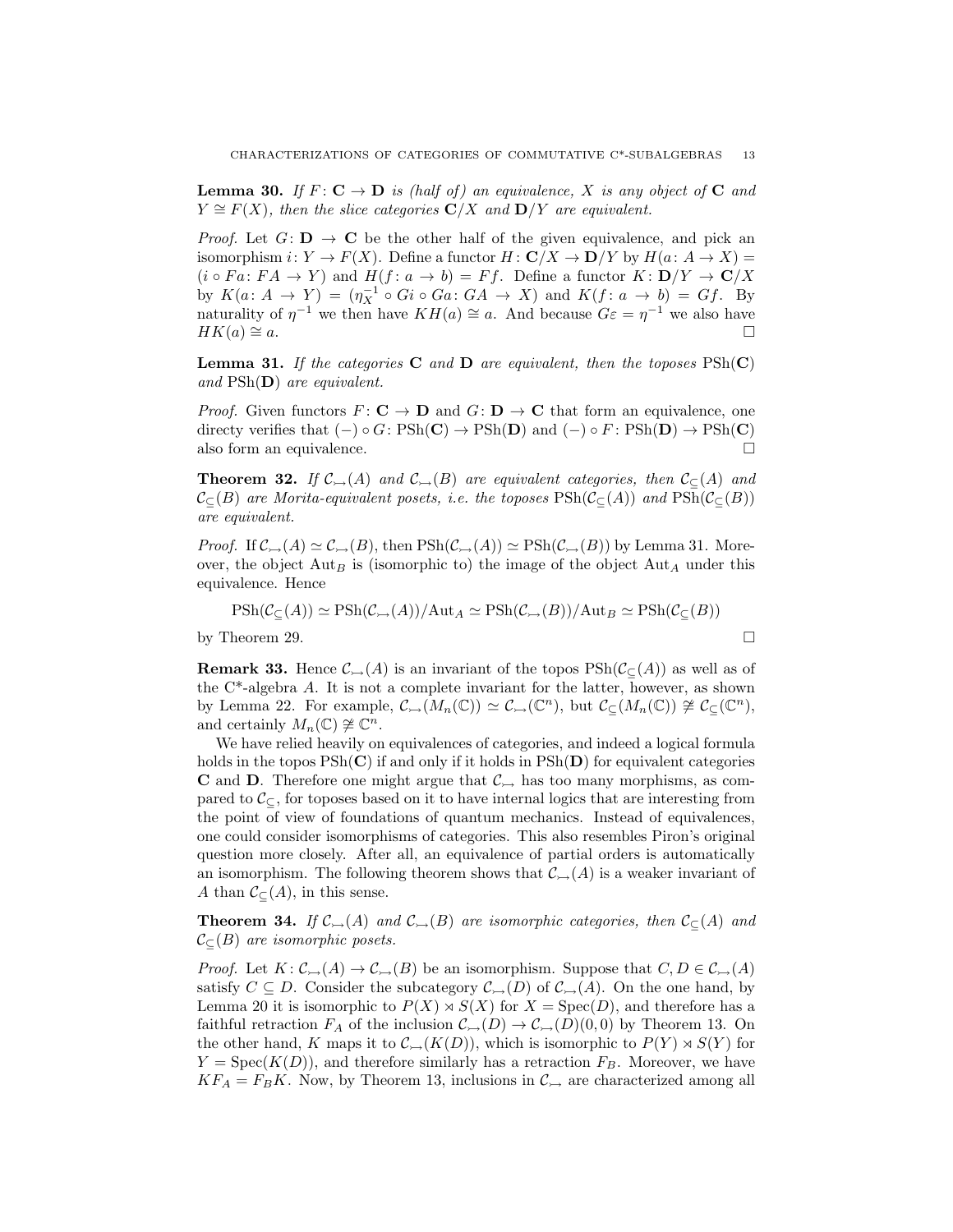**Lemma 30.** *If $F\colon \mathbf{C} \to \mathbf{D}$ is (half of) an equivalence, $X$ is any object of $\mathbf{C}$ and $Y \cong F(X)$, then the slice categories $\mathbf{C}/X$ and $\mathbf{D}/Y$ are equivalent.*

*Proof.* Let $G\colon \mathbf{D} \to \mathbf{C}$ be the other half of the given equivalence, and pick an isomorphism $i\colon Y \to F(X)$. Define a functor $H\colon \mathbf{C}/X \to \mathbf{D}/Y$ by $H(a\colon A \to X) = (i \circ Fa\colon FA \to Y)$ and $H(f\colon a \to b) = Ff$. Define a functor $K\colon \mathbf{D}/Y \to \mathbf{C}/X$ by $K(a\colon A \to Y) = (\eta_X^{-1} \circ Gi \circ Ga\colon GA \to X)$ and $K(f\colon a \to b) = Gf$. By naturality of $\eta^{-1}$ we then have $KH(a) \cong a$. And because $G\varepsilon = \eta^{-1}$ we also have $HK(a) \cong a$. □

**Lemma 31.** *If the categories $\mathbf{C}$ and $\mathbf{D}$ are equivalent, then the toposes $\mathrm{PSh}(\mathbf{C})$ and $\mathrm{PSh}(\mathbf{D})$ are equivalent.*

*Proof.* Given functors $F\colon \mathbf{C} \to \mathbf{D}$ and $G\colon \mathbf{D} \to \mathbf{C}$ that form an equivalence, one directy verifies that $(-) \circ G\colon \mathrm{PSh}(\mathbf{C}) \to \mathrm{PSh}(\mathbf{D})$ and $(-) \circ F\colon \mathrm{PSh}(\mathbf{D}) \to \mathrm{PSh}(\mathbf{C})$ also form an equivalence. □

**Theorem 32.** *If $\mathcal{C}_{\rightarrowtail}(A)$ and $\mathcal{C}_{\rightarrowtail}(B)$ are equivalent categories, then $\mathcal{C}_{\subseteq}(A)$ and $\mathcal{C}_{\subseteq}(B)$ are Morita-equivalent posets, i.e. the toposes $\mathrm{PSh}(\mathcal{C}_{\subseteq}(A))$ and $\mathrm{PSh}(\mathcal{C}_{\subseteq}(B))$ are equivalent.*

*Proof.* If $\mathcal{C}_{\rightarrowtail}(A) \simeq \mathcal{C}_{\rightarrowtail}(B)$, then $\mathrm{PSh}(\mathcal{C}_{\rightarrowtail}(A)) \simeq \mathrm{PSh}(\mathcal{C}_{\rightarrowtail}(B))$ by Lemma 31. Moreover, the object $\mathrm{Aut}_B$ is (isomorphic to) the image of the object $\mathrm{Aut}_A$ under this equivalence. Hence

$$\mathrm{PSh}(\mathcal{C}_{\subseteq}(A)) \simeq \mathrm{PSh}(\mathcal{C}_{\rightarrowtail}(A))/\mathrm{Aut}_A \simeq \mathrm{PSh}(\mathcal{C}_{\rightarrowtail}(B))/\mathrm{Aut}_B \simeq \mathrm{PSh}(\mathcal{C}_{\subseteq}(B))$$

by Theorem 29. □

**Remark 33.** Hence $\mathcal{C}_{\rightarrowtail}(A)$ is an invariant of the topos $\mathrm{PSh}(\mathcal{C}_{\subseteq}(A))$ as well as of the C*-algebra $A$. It is not a complete invariant for the latter, however, as shown by Lemma 22. For example, $\mathcal{C}_{\rightarrowtail}(M_n(\mathbb{C})) \simeq \mathcal{C}_{\rightarrowtail}(\mathbb{C}^n)$, but $\mathcal{C}_{\subseteq}(M_n(\mathbb{C})) \not\cong \mathcal{C}_{\subseteq}(\mathbb{C}^n)$, and certainly $M_n(\mathbb{C}) \not\cong \mathbb{C}^n$.

We have relied heavily on equivalences of categories, and indeed a logical formula holds in the topos $\mathrm{PSh}(\mathbf{C})$ if and only if it holds in $\mathrm{PSh}(\mathbf{D})$ for equivalent categories $\mathbf{C}$ and $\mathbf{D}$. Therefore one might argue that $\mathcal{C}_{\rightarrowtail}$ has too many morphisms, as compared to $\mathcal{C}_{\subseteq}$, for toposes based on it to have internal logics that are interesting from the point of view of foundations of quantum mechanics. Instead of equivalences, one could consider isomorphisms of categories. This also resembles Piron's original question more closely. After all, an equivalence of partial orders is automatically an isomorphism. The following theorem shows that $\mathcal{C}_{\rightarrowtail}(A)$ is a weaker invariant of $A$ than $\mathcal{C}_{\subseteq}(A)$, in this sense.

**Theorem 34.** *If $\mathcal{C}_{\rightarrowtail}(A)$ and $\mathcal{C}_{\rightarrowtail}(B)$ are isomorphic categories, then $\mathcal{C}_{\subseteq}(A)$ and $\mathcal{C}_{\subseteq}(B)$ are isomorphic posets.*

*Proof.* Let $K\colon \mathcal{C}_{\rightarrowtail}(A) \to \mathcal{C}_{\rightarrowtail}(B)$ be an isomorphism. Suppose that $C, D \in \mathcal{C}_{\rightarrowtail}(A)$ satisfy $C \subseteq D$. Consider the subcategory $\mathcal{C}_{\rightarrowtail}(D)$ of $\mathcal{C}_{\rightarrowtail}(A)$. On the one hand, by Lemma 20 it is isomorphic to $P(X) \rtimes S(X)$ for $X = \mathrm{Spec}(D)$, and therefore has a faithful retraction $F_A$ of the inclusion $\mathcal{C}_{\rightarrowtail}(D) \to \mathcal{C}_{\rightarrowtail}(D)(0,0)$ by Theorem 13. On the other hand, $K$ maps it to $\mathcal{C}_{\rightarrowtail}(K(D))$, which is isomorphic to $P(Y) \rtimes S(Y)$ for $Y = \mathrm{Spec}(K(D))$, and therefore similarly has a retraction $F_B$. Moreover, we have $KF_A = F_B K$. Now, by Theorem 13, inclusions in $\mathcal{C}_{\rightarrowtail}$ are characterized among all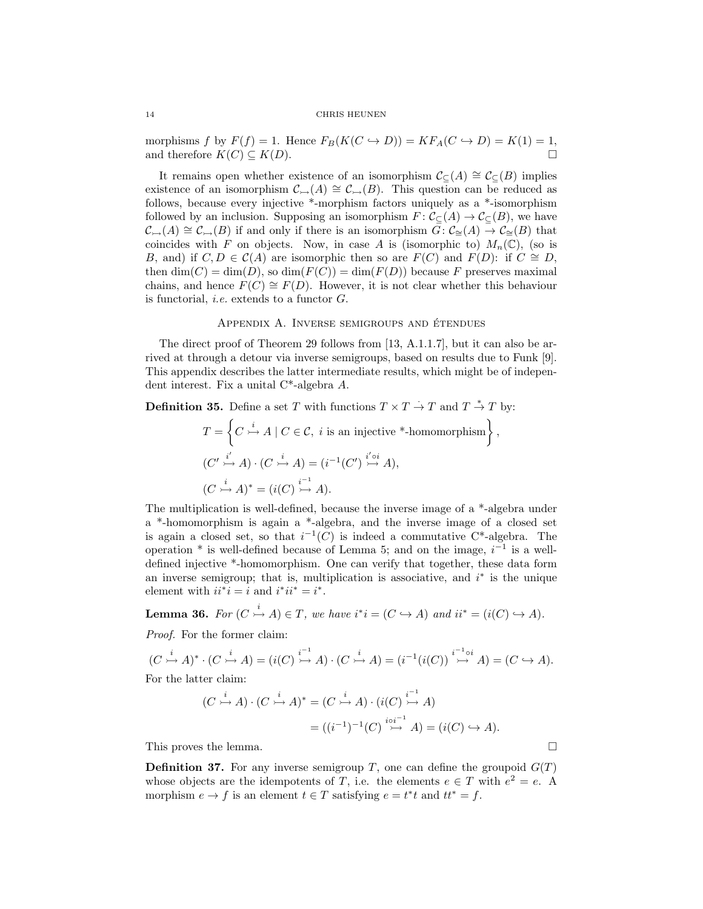morphisms $f$ by $F(f) = 1$. Hence $F_B(K(C \hookrightarrow D)) = KF_A(C \hookrightarrow D) = K(1) = 1$, and therefore $K(C) \subseteq K(D)$. $\square$

It remains open whether existence of an isomorphism $\mathcal{C}_{\subseteq}(A) \cong \mathcal{C}_{\subseteq}(B)$ implies existence of an isomorphism $\mathcal{C}_{\rightarrowtail}(A) \cong \mathcal{C}_{\rightarrowtail}(B)$. This question can be reduced as follows, because every injective *-morphism factors uniquely as a *-isomorphism followed by an inclusion. Supposing an isomorphism $F \colon \mathcal{C}_{\subseteq}(A) \to \mathcal{C}_{\subseteq}(B)$, we have $\mathcal{C}_{\rightarrowtail}(A) \cong \mathcal{C}_{\rightarrowtail}(B)$ if and only if there is an isomorphism $G \colon \mathcal{C}_{\cong}(A) \to \mathcal{C}_{\cong}(B)$ that coincides with $F$ on objects. Now, in case $A$ is (isomorphic to) $M_n(\mathbb{C})$, (so is $B$, and) if $C, D \in \mathcal{C}(A)$ are isomorphic then so are $F(C)$ and $F(D)$: if $C \cong D$, then $\dim(C) = \dim(D)$, so $\dim(F(C)) = \dim(F(D))$ because $F$ preserves maximal chains, and hence $F(C) \cong F(D)$. However, it is not clear whether this behaviour is functorial, *i.e.* extends to a functor $G$.

## Appendix A. Inverse semigroups and étendues

The direct proof of Theorem 29 follows from [13, A.1.1.7], but it can also be arrived at through a detour via inverse semigroups, based on results due to Funk [9]. This appendix describes the latter intermediate results, which might be of independent interest. Fix a unital C*-algebra $A$.

**Definition 35.** Define a set $T$ with functions $T \times T \xrightarrow{\cdot} T$ and $T \xrightarrow{*} T$ by:

$$T = \left\{ C \overset{i}{\rightarrowtail} A \mid C \in \mathcal{C},\ i \text{ is an injective *-homomorphism} \right\},$$

$$(C' \overset{i'}{\rightarrowtail} A) \cdot (C \overset{i}{\rightarrowtail} A) = (i^{-1}(C') \overset{i' \circ i}{\rightarrowtail} A),$$

$$(C \overset{i}{\rightarrowtail} A)^* = (i(C) \overset{i^{-1}}{\rightarrowtail} A).$$

The multiplication is well-defined, because the inverse image of a *-algebra under a *-homomorphism is again a *-algebra, and the inverse image of a closed set is again a closed set, so that $i^{-1}(C)$ is indeed a commutative C*-algebra. The operation * is well-defined because of Lemma 5; and on the image, $i^{-1}$ is a well-defined injective *-homomorphism. One can verify that together, these data form an inverse semigroup; that is, multiplication is associative, and $i^*$ is the unique element with $ii^*i = i$ and $i^*ii^* = i^*$.

**Lemma 36.** *For $(C \overset{i}{\rightarrowtail} A) \in T$, we have $i^*i = (C \hookrightarrow A)$ and $ii^* = (i(C) \hookrightarrow A)$.*

*Proof.* For the former claim:

$$(C \overset{i}{\rightarrowtail} A)^* \cdot (C \overset{i}{\rightarrowtail} A) = (i(C) \overset{i^{-1}}{\rightarrowtail} A) \cdot (C \overset{i}{\rightarrowtail} A) = (i^{-1}(i(C)) \overset{i^{-1} \circ i}{\rightarrowtail} A) = (C \hookrightarrow A).$$

For the latter claim:

$$\begin{aligned}(C \overset{i}{\rightarrowtail} A) \cdot (C \overset{i}{\rightarrowtail} A)^* &= (C \overset{i}{\rightarrowtail} A) \cdot (i(C) \overset{i^{-1}}{\rightarrowtail} A) \\ &= ((i^{-1})^{-1}(C) \overset{i \circ i^{-1}}{\rightarrowtail} A) = (i(C) \hookrightarrow A).\end{aligned}$$

This proves the lemma. $\square$

**Definition 37.** For any inverse semigroup $T$, one can define the groupoid $G(T)$ whose objects are the idempotents of $T$, i.e. the elements $e \in T$ with $e^2 = e$. A morphism $e \to f$ is an element $t \in T$ satisfying $e = t^*t$ and $tt^* = f$.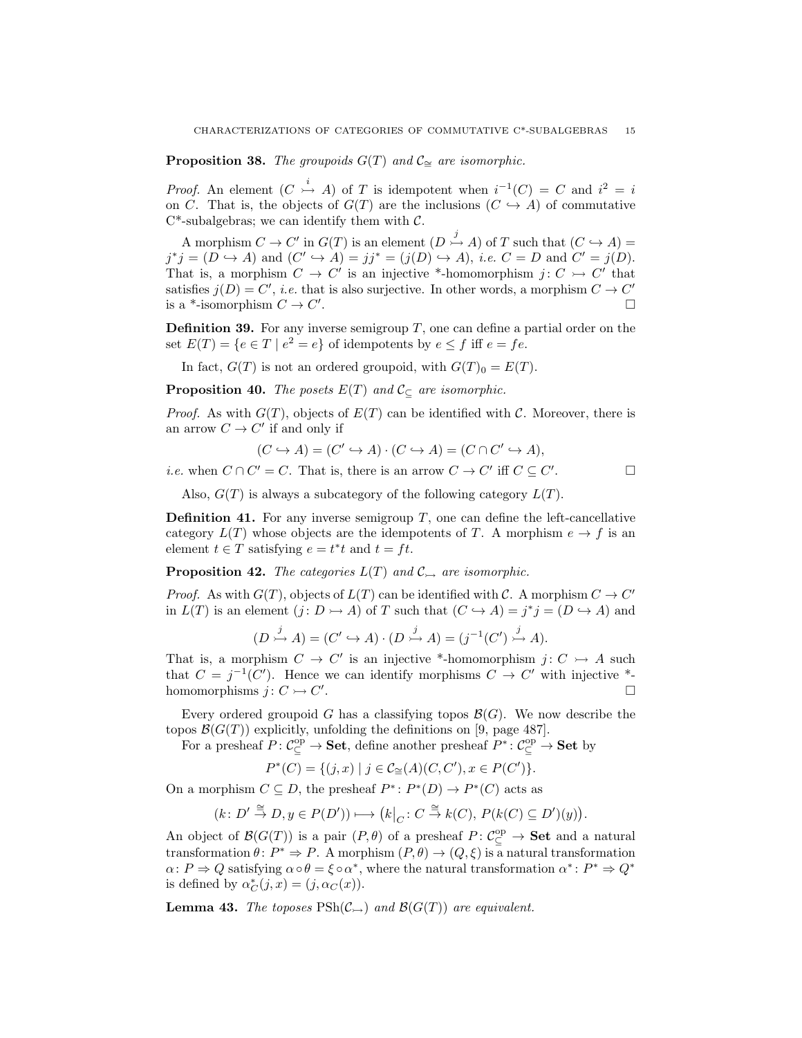**Proposition 38.** *The groupoids $G(T)$ and $\mathcal{C}_{\cong}$ are isomorphic.*

*Proof.* An element $(C \overset{i}{\rightarrowtail} A)$ of $T$ is idempotent when $i^{-1}(C) = C$ and $i^2 = i$ on $C$. That is, the objects of $G(T)$ are the inclusions $(C \hookrightarrow A)$ of commutative C*-subalgebras; we can identify them with $\mathcal{C}$.

A morphism $C \to C'$ in $G(T)$ is an element $(D \overset{j}{\rightarrowtail} A)$ of $T$ such that $(C \hookrightarrow A) = j^*j = (D \hookrightarrow A)$ and $(C' \hookrightarrow A) = jj^* = (j(D) \hookrightarrow A)$, *i.e.* $C = D$ and $C' = j(D)$. That is, a morphism $C \to C'$ is an injective *-homomorphism $j\colon C \rightarrowtail C'$ that satisfies $j(D) = C'$, *i.e.* that is also surjective. In other words, a morphism $C \to C'$ is a *-isomorphism $C \to C'$. $\square$

**Definition 39.** For any inverse semigroup $T$, one can define a partial order on the set $E(T) = \{e \in T \mid e^2 = e\}$ of idempotents by $e \leq f$ iff $e = fe$.

In fact, $G(T)$ is not an ordered groupoid, with $G(T)_0 = E(T)$.

**Proposition 40.** *The posets $E(T)$ and $\mathcal{C}_{\subseteq}$ are isomorphic.*

*Proof.* As with $G(T)$, objects of $E(T)$ can be identified with $\mathcal{C}$. Moreover, there is an arrow $C \to C'$ if and only if

$$(C \hookrightarrow A) = (C' \hookrightarrow A) \cdot (C \hookrightarrow A) = (C \cap C' \hookrightarrow A),$$

*i.e.* when $C \cap C' = C$. That is, there is an arrow $C \to C'$ iff $C \subseteq C'$. $\square$

Also, $G(T)$ is always a subcategory of the following category $L(T)$.

**Definition 41.** For any inverse semigroup $T$, one can define the left-cancellative category $L(T)$ whose objects are the idempotents of $T$. A morphism $e \to f$ is an element $t \in T$ satisfying $e = t^*t$ and $t = ft$.

**Proposition 42.** *The categories $L(T)$ and $\mathcal{C}_{\rightarrowtail}$ are isomorphic.*

*Proof.* As with $G(T)$, objects of $L(T)$ can be identified with $\mathcal{C}$. A morphism $C \to C'$ in $L(T)$ is an element $(j\colon D \rightarrowtail A)$ of $T$ such that $(C \hookrightarrow A) = j^*j = (D \hookrightarrow A)$ and

$$(D \overset{j}{\rightarrowtail} A) = (C' \hookrightarrow A) \cdot (D \overset{j}{\rightarrowtail} A) = (j^{-1}(C') \overset{j}{\rightarrowtail} A).$$

That is, a morphism $C \to C'$ is an injective *-homomorphism $j\colon C \rightarrowtail A$ such that $C = j^{-1}(C')$. Hence we can identify morphisms $C \to C'$ with injective *-homomorphisms $j\colon C \rightarrowtail C'$. $\square$

Every ordered groupoid $G$ has a classifying topos $\mathcal{B}(G)$. We now describe the topos $\mathcal{B}(G(T))$ explicitly, unfolding the definitions on [9, page 487].

For a presheaf $P\colon \mathcal{C}_{\subseteq}^{\mathrm{op}} \to \mathbf{Set}$, define another presheaf $P^*\colon \mathcal{C}_{\subseteq}^{\mathrm{op}} \to \mathbf{Set}$ by

$$P^*(C) = \{(j, x) \mid j \in \mathcal{C}_{\cong}(A)(C, C'), x \in P(C')\}.$$

On a morphism $C \subseteq D$, the presheaf $P^*\colon P^*(D) \to P^*(C)$ acts as

$$(k\colon D' \overset{\cong}{\to} D, y \in P(D')) \longmapsto \big(k\big|_C\colon C \overset{\cong}{\to} k(C),\, P(k(C) \subseteq D')(y)\big).$$

An object of $\mathcal{B}(G(T))$ is a pair $(P, \theta)$ of a presheaf $P\colon \mathcal{C}_{\subseteq}^{\mathrm{op}} \to \mathbf{Set}$ and a natural transformation $\theta\colon P^* \Rightarrow P$. A morphism $(P, \theta) \to (Q, \xi)$ is a natural transformation $\alpha\colon P \Rightarrow Q$ satisfying $\alpha \circ \theta = \xi \circ \alpha^*$, where the natural transformation $\alpha^*\colon P^* \Rightarrow Q^*$ is defined by $\alpha^*_C(j, x) = (j, \alpha_C(x))$.

**Lemma 43.** *The toposes $\mathrm{PSh}(\mathcal{C}_{\rightarrowtail})$ and $\mathcal{B}(G(T))$ are equivalent.*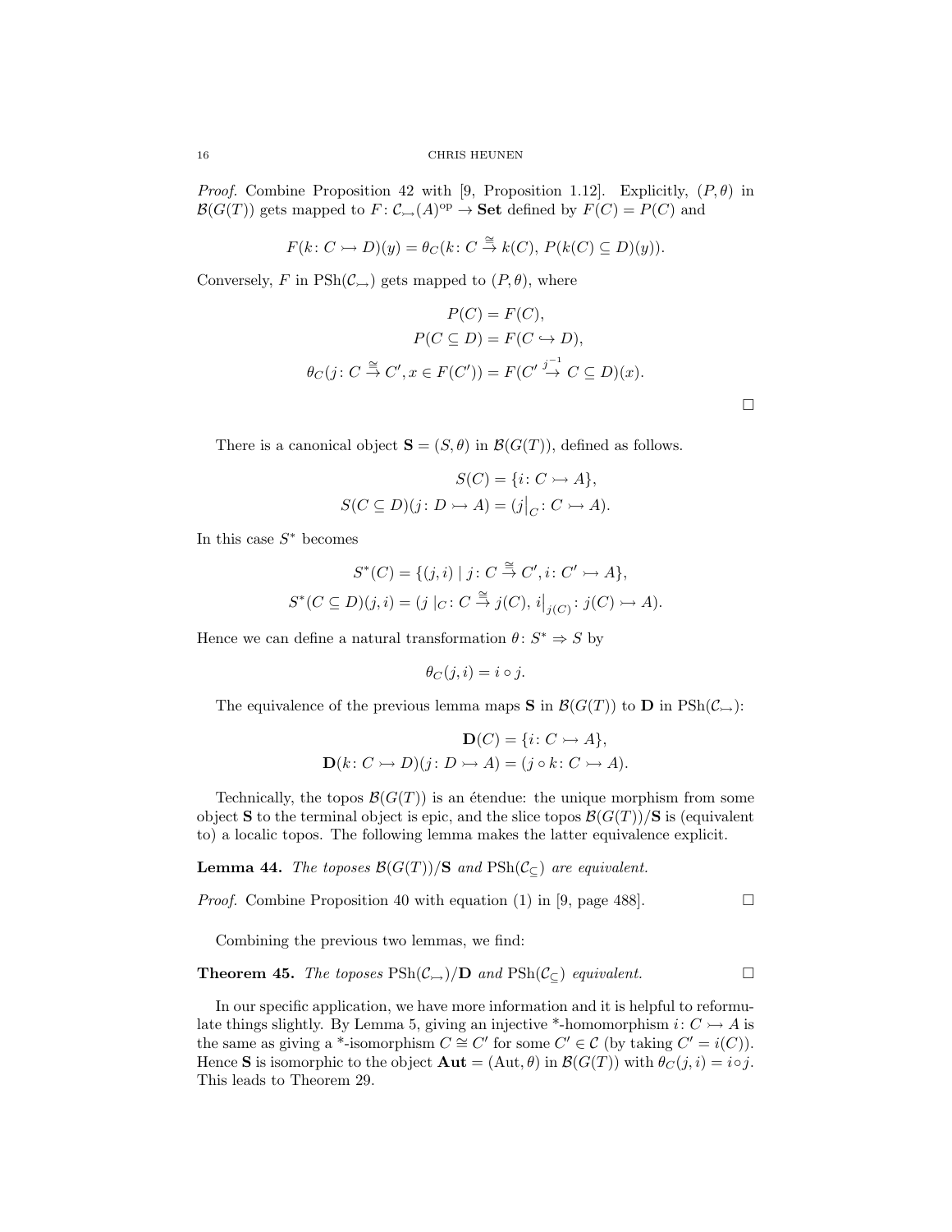*Proof.* Combine Proposition 42 with [9, Proposition 1.12]. Explicitly, $(P, \theta)$ in $\mathcal{B}(G(T))$ gets mapped to $F\colon \mathcal{C}_{\rightarrowtail}(A)^{\mathrm{op}} \to \mathbf{Set}$ defined by $F(C) = P(C)$ and

$$F(k\colon C \rightarrowtail D)(y) = \theta_C(k\colon C \stackrel{\cong}{\to} k(C),\, P(k(C) \subseteq D)(y)).$$

Conversely, $F$ in $\mathrm{PSh}(\mathcal{C}_{\rightarrowtail})$ gets mapped to $(P, \theta)$, where

$$\begin{aligned} P(C) &= F(C), \\ P(C \subseteq D) &= F(C \hookrightarrow D), \\ \theta_C(j\colon C \stackrel{\cong}{\to} C', x \in F(C')) &= F(C' \stackrel{j^{-1}}{\to} C \subseteq D)(x). \end{aligned}$$

□

There is a canonical object $\mathbf{S} = (S, \theta)$ in $\mathcal{B}(G(T))$, defined as follows.

$$\begin{aligned} S(C) &= \{i\colon C \rightarrowtail A\}, \\ S(C \subseteq D)(j\colon D \rightarrowtail A) &= (j\big|_C\colon C \rightarrowtail A). \end{aligned}$$

In this case $S^*$ becomes

$$\begin{aligned} S^*(C) &= \{(j, i) \mid j\colon C \stackrel{\cong}{\to} C', i\colon C' \rightarrowtail A\}, \\ S^*(C \subseteq D)(j, i) &= (j \mid_C\colon C \stackrel{\cong}{\to} j(C),\, i\big|_{j(C)}\colon j(C) \rightarrowtail A). \end{aligned}$$

Hence we can define a natural transformation $\theta\colon S^* \Rightarrow S$ by

$$\theta_C(j, i) = i \circ j.$$

The equivalence of the previous lemma maps $\mathbf{S}$ in $\mathcal{B}(G(T))$ to $\mathbf{D}$ in $\mathrm{PSh}(\mathcal{C}_{\rightarrowtail})$:

$$\begin{aligned} \mathbf{D}(C) &= \{i\colon C \rightarrowtail A\}, \\ \mathbf{D}(k\colon C \rightarrowtail D)(j\colon D \rightarrowtail A) &= (j \circ k\colon C \rightarrowtail A). \end{aligned}$$

Technically, the topos $\mathcal{B}(G(T))$ is an étendue: the unique morphism from some object $\mathbf{S}$ to the terminal object is epic, and the slice topos $\mathcal{B}(G(T))/\mathbf{S}$ is (equivalent to) a localic topos. The following lemma makes the latter equivalence explicit.

**Lemma 44.** *The toposes $\mathcal{B}(G(T))/\mathbf{S}$ and $\mathrm{PSh}(\mathcal{C}_{\subseteq})$ are equivalent.*

*Proof.* Combine Proposition 40 with equation (1) in [9, page 488]. □

Combining the previous two lemmas, we find:

**Theorem 45.** *The toposes $\mathrm{PSh}(\mathcal{C}_{\rightarrowtail})/\mathbf{D}$ and $\mathrm{PSh}(\mathcal{C}_{\subseteq})$ equivalent.* □

In our specific application, we have more information and it is helpful to reformulate things slightly. By Lemma 5, giving an injective *-homomorphism $i\colon C \rightarrowtail A$ is the same as giving a *-isomorphism $C \cong C'$ for some $C' \in \mathcal{C}$ (by taking $C' = i(C)$). Hence $\mathbf{S}$ is isomorphic to the object $\mathbf{Aut} = (\mathrm{Aut}, \theta)$ in $\mathcal{B}(G(T))$ with $\theta_C(j, i) = i \circ j$. This leads to Theorem 29.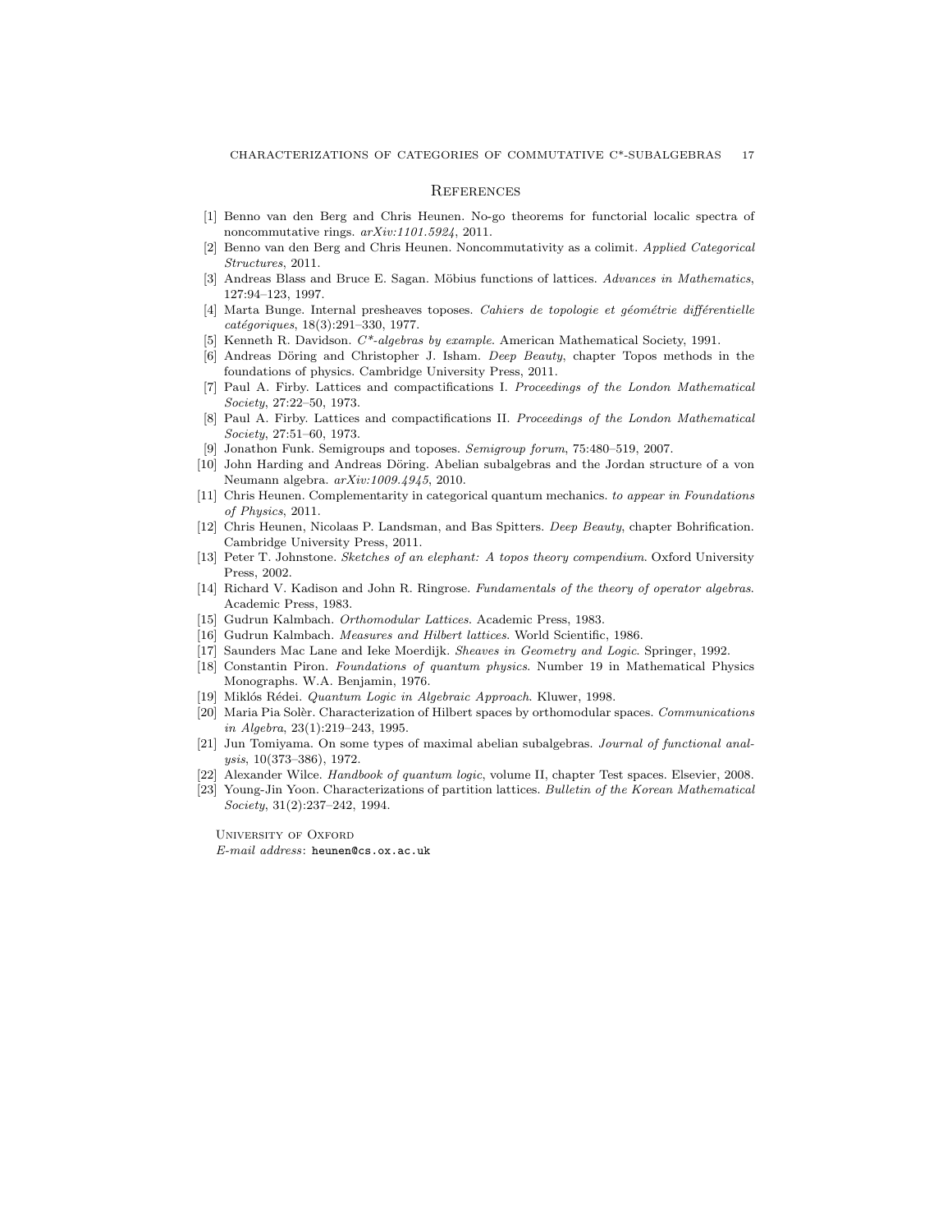## References

[1] Benno van den Berg and Chris Heunen. No-go theorems for functorial localic spectra of noncommutative rings. *arXiv:1101.5924*, 2011.

[2] Benno van den Berg and Chris Heunen. Noncommutativity as a colimit. *Applied Categorical Structures*, 2011.

[3] Andreas Blass and Bruce E. Sagan. Möbius functions of lattices. *Advances in Mathematics*, 127:94–123, 1997.

[4] Marta Bunge. Internal presheaves toposes. *Cahiers de topologie et géométrie différentielle catégoriques*, 18(3):291–330, 1977.

[5] Kenneth R. Davidson. *C*-algebras by example*. American Mathematical Society, 1991.

[6] Andreas Döring and Christopher J. Isham. *Deep Beauty*, chapter Topos methods in the foundations of physics. Cambridge University Press, 2011.

[7] Paul A. Firby. Lattices and compactifications I. *Proceedings of the London Mathematical Society*, 27:22–50, 1973.

[8] Paul A. Firby. Lattices and compactifications II. *Proceedings of the London Mathematical Society*, 27:51–60, 1973.

[9] Jonathon Funk. Semigroups and toposes. *Semigroup forum*, 75:480–519, 2007.

[10] John Harding and Andreas Döring. Abelian subalgebras and the Jordan structure of a von Neumann algebra. *arXiv:1009.4945*, 2010.

[11] Chris Heunen. Complementarity in categorical quantum mechanics. *to appear in Foundations of Physics*, 2011.

[12] Chris Heunen, Nicolaas P. Landsman, and Bas Spitters. *Deep Beauty*, chapter Bohrification. Cambridge University Press, 2011.

[13] Peter T. Johnstone. *Sketches of an elephant: A topos theory compendium*. Oxford University Press, 2002.

[14] Richard V. Kadison and John R. Ringrose. *Fundamentals of the theory of operator algebras*. Academic Press, 1983.

[15] Gudrun Kalmbach. *Orthomodular Lattices*. Academic Press, 1983.

[16] Gudrun Kalmbach. *Measures and Hilbert lattices*. World Scientific, 1986.

[17] Saunders Mac Lane and Ieke Moerdijk. *Sheaves in Geometry and Logic*. Springer, 1992.

[18] Constantin Piron. *Foundations of quantum physics*. Number 19 in Mathematical Physics Monographs. W.A. Benjamin, 1976.

[19] Miklós Rédei. *Quantum Logic in Algebraic Approach*. Kluwer, 1998.

[20] Maria Pia Solèr. Characterization of Hilbert spaces by orthomodular spaces. *Communications in Algebra*, 23(1):219–243, 1995.

[21] Jun Tomiyama. On some types of maximal abelian subalgebras. *Journal of functional analysis*, 10(373–386), 1972.

[22] Alexander Wilce. *Handbook of quantum logic*, volume II, chapter Test spaces. Elsevier, 2008.

[23] Young-Jin Yoon. Characterizations of partition lattices. *Bulletin of the Korean Mathematical Society*, 31(2):237–242, 1994.

University of Oxford

*E-mail address*: heunen@cs.ox.ac.uk